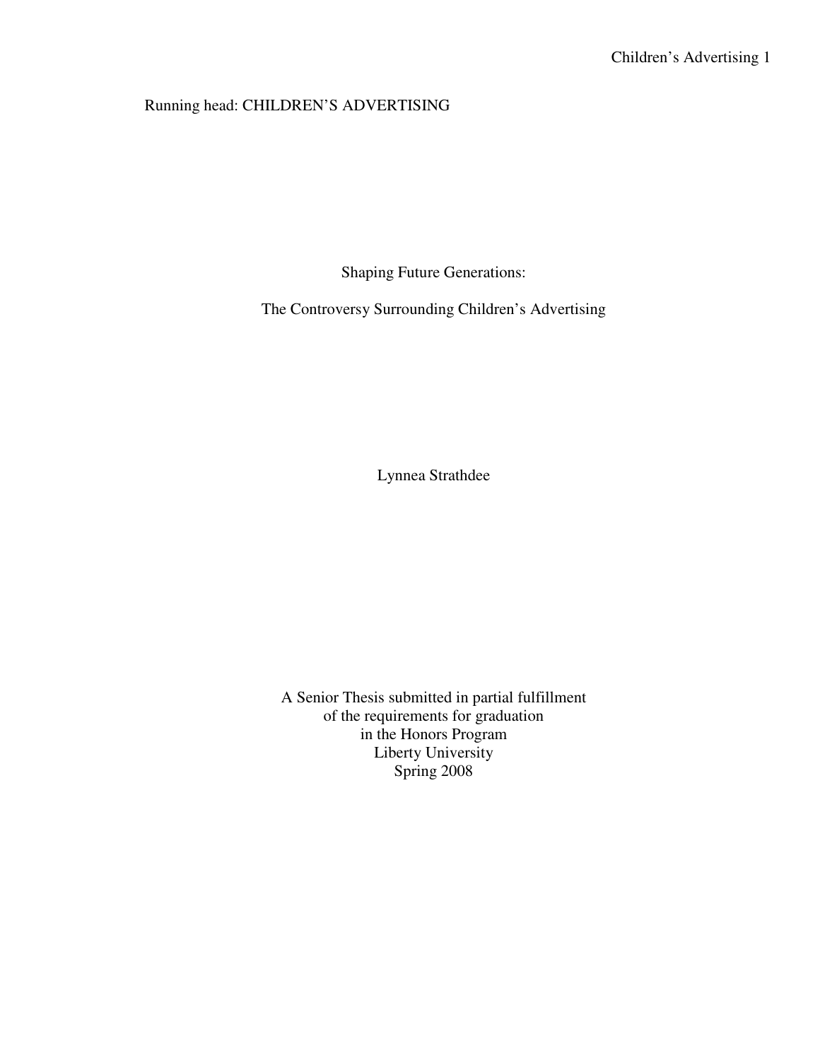Running head: CHILDREN'S ADVERTISING

# Shaping Future Generations:

# The Controversy Surrounding Children's Advertising

Lynnea Strathdee

A Senior Thesis submitted in partial fulfillment
of the requirements for graduation
in the Honors Program
Liberty University
Spring 2008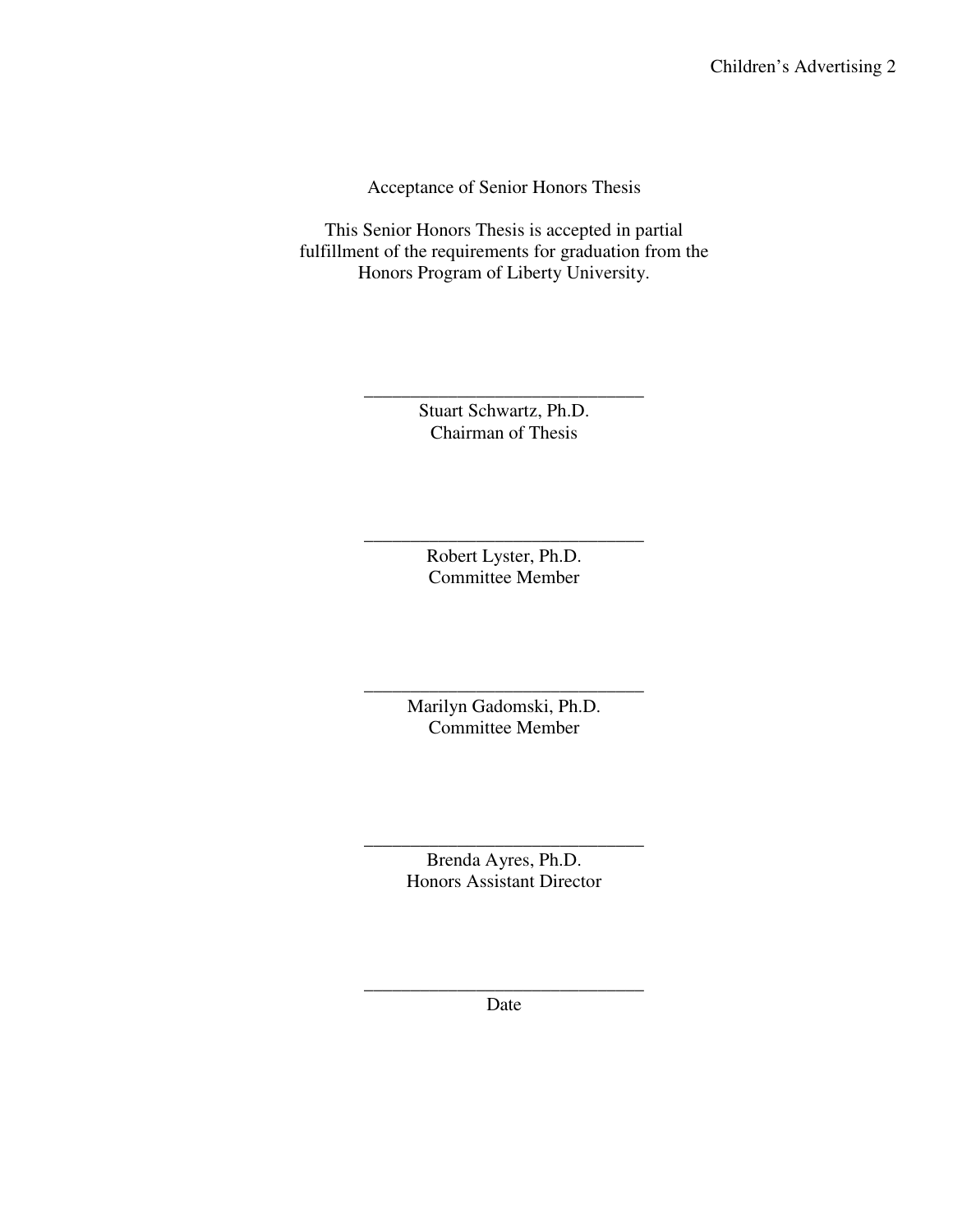Acceptance of Senior Honors Thesis

This Senior Honors Thesis is accepted in partial fulfillment of the requirements for graduation from the Honors Program of Liberty University.

______________________________
Stuart Schwartz, Ph.D.
Chairman of Thesis

______________________________
Robert Lyster, Ph.D.
Committee Member

______________________________
Marilyn Gadomski, Ph.D.
Committee Member

______________________________
Brenda Ayres, Ph.D.
Honors Assistant Director

______________________________
Date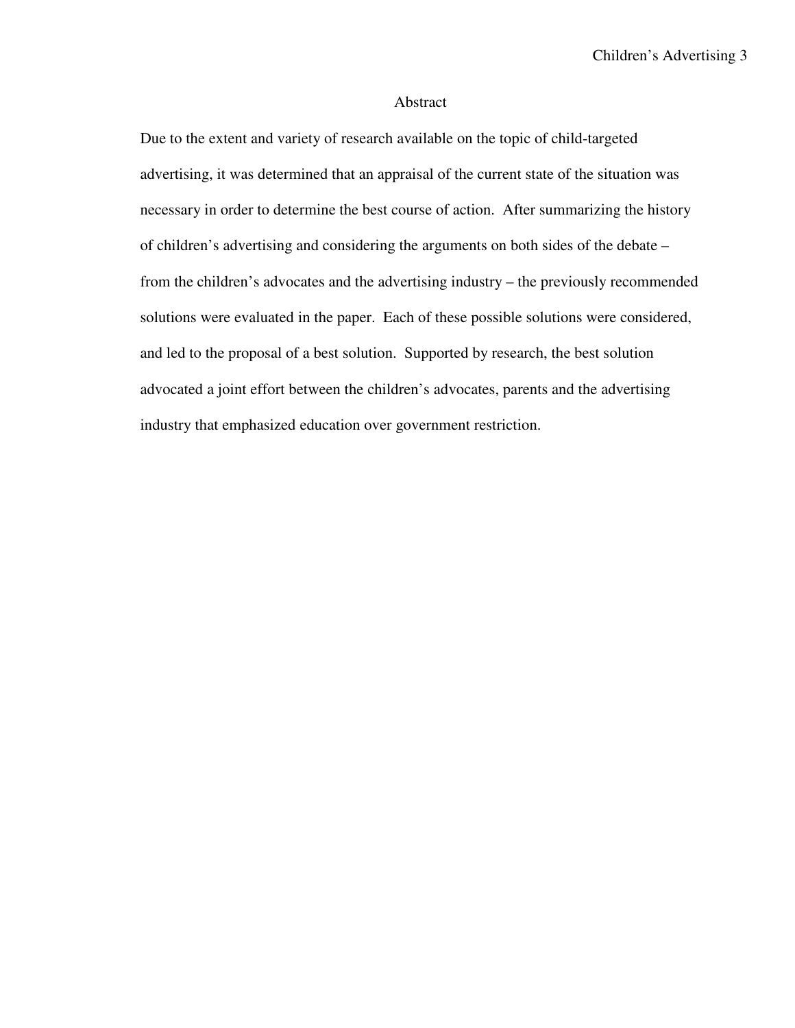# Abstract

Due to the extent and variety of research available on the topic of child-targeted advertising, it was determined that an appraisal of the current state of the situation was necessary in order to determine the best course of action. After summarizing the history of children's advertising and considering the arguments on both sides of the debate – from the children's advocates and the advertising industry – the previously recommended solutions were evaluated in the paper. Each of these possible solutions were considered, and led to the proposal of a best solution. Supported by research, the best solution advocated a joint effort between the children's advocates, parents and the advertising industry that emphasized education over government restriction.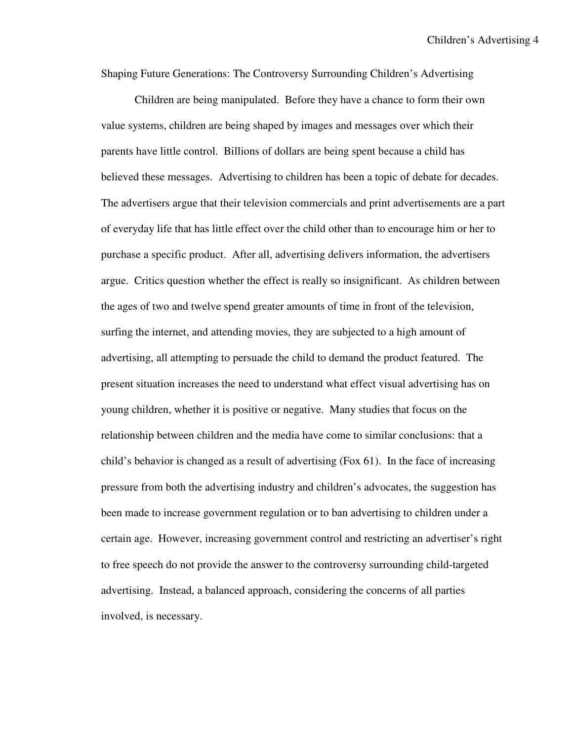# Shaping Future Generations: The Controversy Surrounding Children's Advertising

Children are being manipulated. Before they have a chance to form their own value systems, children are being shaped by images and messages over which their parents have little control. Billions of dollars are being spent because a child has believed these messages. Advertising to children has been a topic of debate for decades. The advertisers argue that their television commercials and print advertisements are a part of everyday life that has little effect over the child other than to encourage him or her to purchase a specific product. After all, advertising delivers information, the advertisers argue. Critics question whether the effect is really so insignificant. As children between the ages of two and twelve spend greater amounts of time in front of the television, surfing the internet, and attending movies, they are subjected to a high amount of advertising, all attempting to persuade the child to demand the product featured. The present situation increases the need to understand what effect visual advertising has on young children, whether it is positive or negative. Many studies that focus on the relationship between children and the media have come to similar conclusions: that a child's behavior is changed as a result of advertising (Fox 61). In the face of increasing pressure from both the advertising industry and children's advocates, the suggestion has been made to increase government regulation or to ban advertising to children under a certain age. However, increasing government control and restricting an advertiser's right to free speech do not provide the answer to the controversy surrounding child-targeted advertising. Instead, a balanced approach, considering the concerns of all parties involved, is necessary.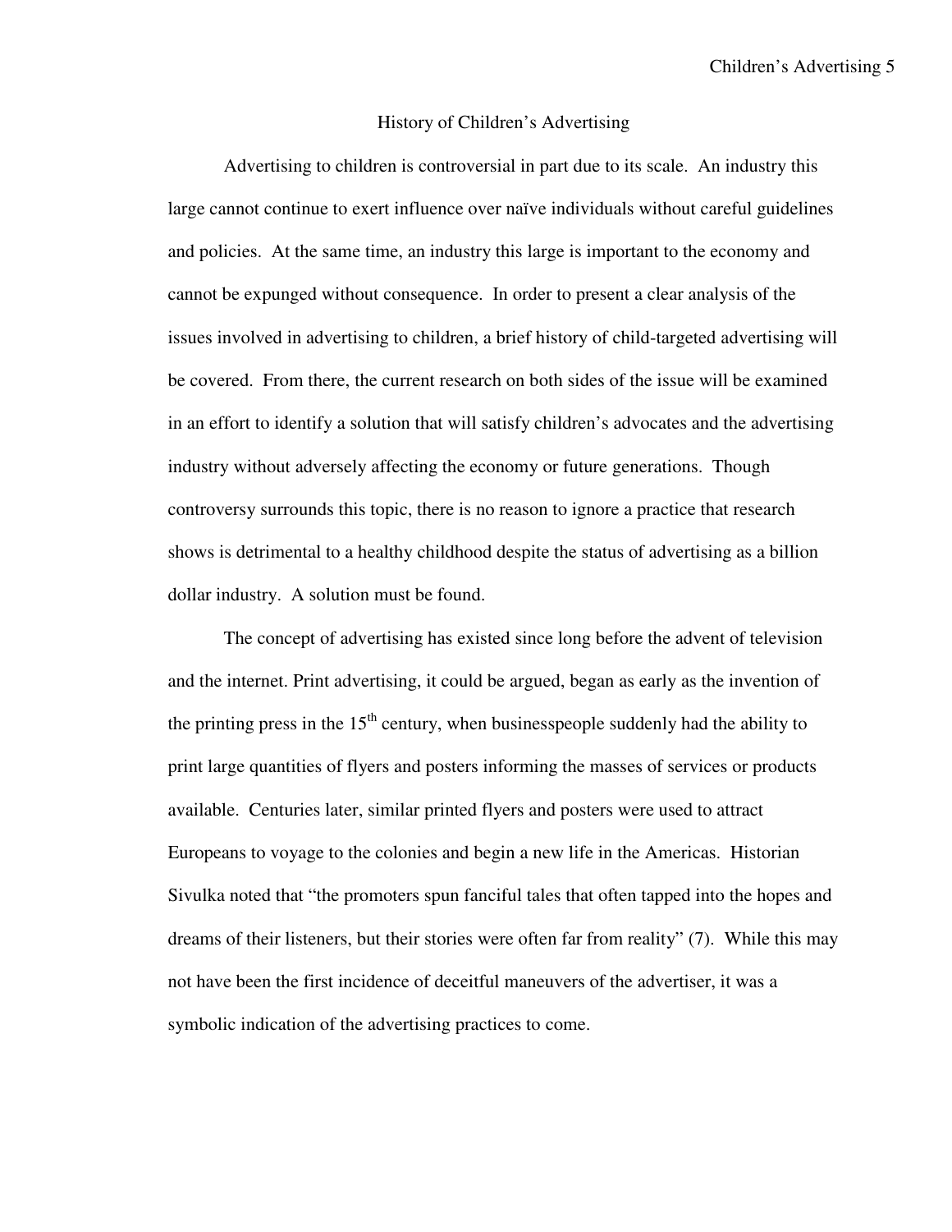## History of Children's Advertising

Advertising to children is controversial in part due to its scale. An industry this large cannot continue to exert influence over naïve individuals without careful guidelines and policies. At the same time, an industry this large is important to the economy and cannot be expunged without consequence. In order to present a clear analysis of the issues involved in advertising to children, a brief history of child-targeted advertising will be covered. From there, the current research on both sides of the issue will be examined in an effort to identify a solution that will satisfy children's advocates and the advertising industry without adversely affecting the economy or future generations. Though controversy surrounds this topic, there is no reason to ignore a practice that research shows is detrimental to a healthy childhood despite the status of advertising as a billion dollar industry. A solution must be found.

The concept of advertising has existed since long before the advent of television and the internet. Print advertising, it could be argued, began as early as the invention of the printing press in the 15th century, when businesspeople suddenly had the ability to print large quantities of flyers and posters informing the masses of services or products available. Centuries later, similar printed flyers and posters were used to attract Europeans to voyage to the colonies and begin a new life in the Americas. Historian Sivulka noted that "the promoters spun fanciful tales that often tapped into the hopes and dreams of their listeners, but their stories were often far from reality" (7). While this may not have been the first incidence of deceitful maneuvers of the advertiser, it was a symbolic indication of the advertising practices to come.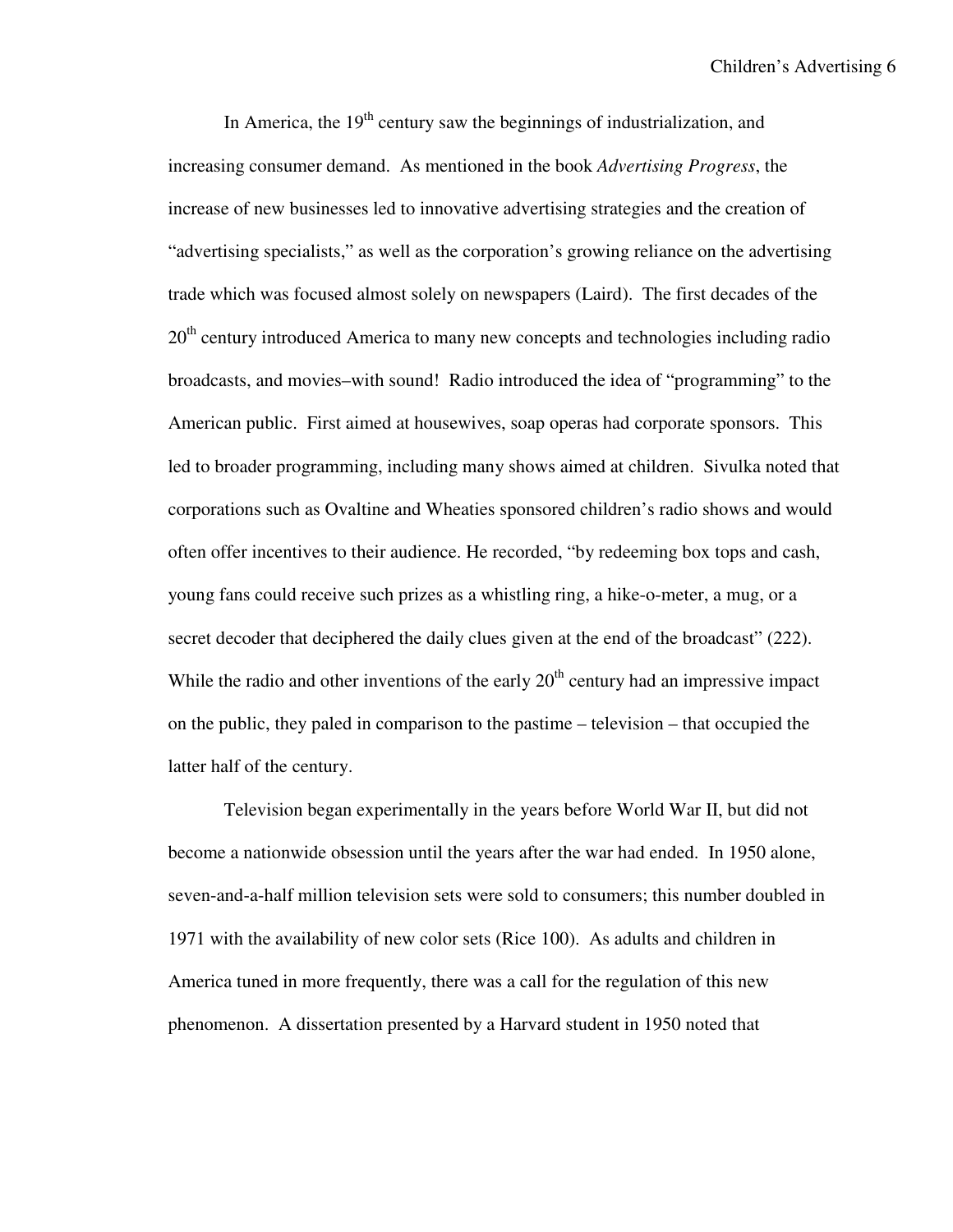In America, the 19th century saw the beginnings of industrialization, and increasing consumer demand. As mentioned in the book *Advertising Progress*, the increase of new businesses led to innovative advertising strategies and the creation of "advertising specialists," as well as the corporation's growing reliance on the advertising trade which was focused almost solely on newspapers (Laird). The first decades of the 20th century introduced America to many new concepts and technologies including radio broadcasts, and movies–with sound! Radio introduced the idea of "programming" to the American public. First aimed at housewives, soap operas had corporate sponsors. This led to broader programming, including many shows aimed at children. Sivulka noted that corporations such as Ovaltine and Wheaties sponsored children's radio shows and would often offer incentives to their audience. He recorded, "by redeeming box tops and cash, young fans could receive such prizes as a whistling ring, a hike-o-meter, a mug, or a secret decoder that deciphered the daily clues given at the end of the broadcast" (222). While the radio and other inventions of the early 20th century had an impressive impact on the public, they paled in comparison to the pastime – television – that occupied the latter half of the century.

Television began experimentally in the years before World War II, but did not become a nationwide obsession until the years after the war had ended. In 1950 alone, seven-and-a-half million television sets were sold to consumers; this number doubled in 1971 with the availability of new color sets (Rice 100). As adults and children in America tuned in more frequently, there was a call for the regulation of this new phenomenon. A dissertation presented by a Harvard student in 1950 noted that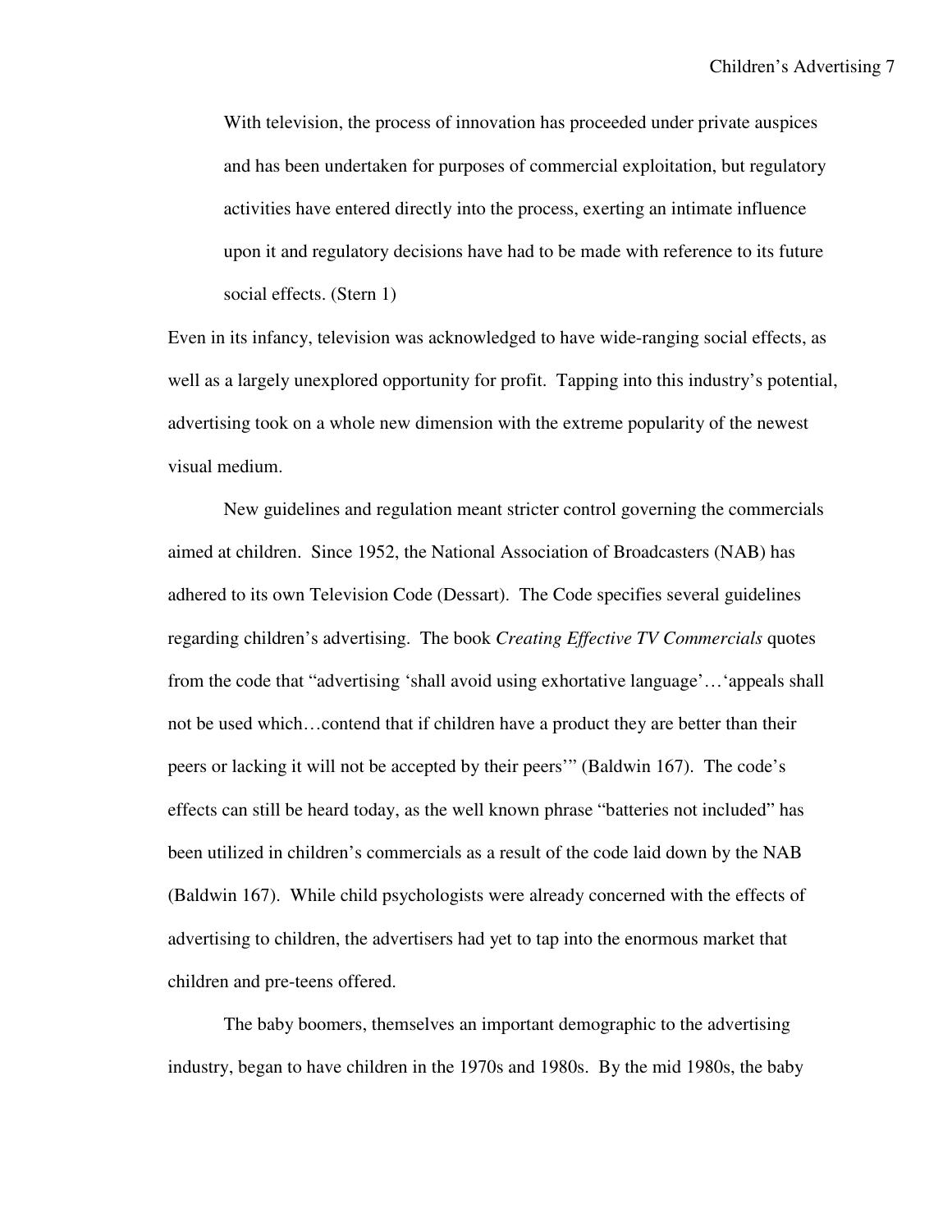> With television, the process of innovation has proceeded under private auspices and has been undertaken for purposes of commercial exploitation, but regulatory activities have entered directly into the process, exerting an intimate influence upon it and regulatory decisions have had to be made with reference to its future social effects. (Stern 1)

Even in its infancy, television was acknowledged to have wide-ranging social effects, as well as a largely unexplored opportunity for profit. Tapping into this industry's potential, advertising took on a whole new dimension with the extreme popularity of the newest visual medium.

New guidelines and regulation meant stricter control governing the commercials aimed at children. Since 1952, the National Association of Broadcasters (NAB) has adhered to its own Television Code (Dessart). The Code specifies several guidelines regarding children's advertising. The book *Creating Effective TV Commercials* quotes from the code that "advertising 'shall avoid using exhortative language'…'appeals shall not be used which…contend that if children have a product they are better than their peers or lacking it will not be accepted by their peers'" (Baldwin 167). The code's effects can still be heard today, as the well known phrase "batteries not included" has been utilized in children's commercials as a result of the code laid down by the NAB (Baldwin 167). While child psychologists were already concerned with the effects of advertising to children, the advertisers had yet to tap into the enormous market that children and pre-teens offered.

The baby boomers, themselves an important demographic to the advertising industry, began to have children in the 1970s and 1980s. By the mid 1980s, the baby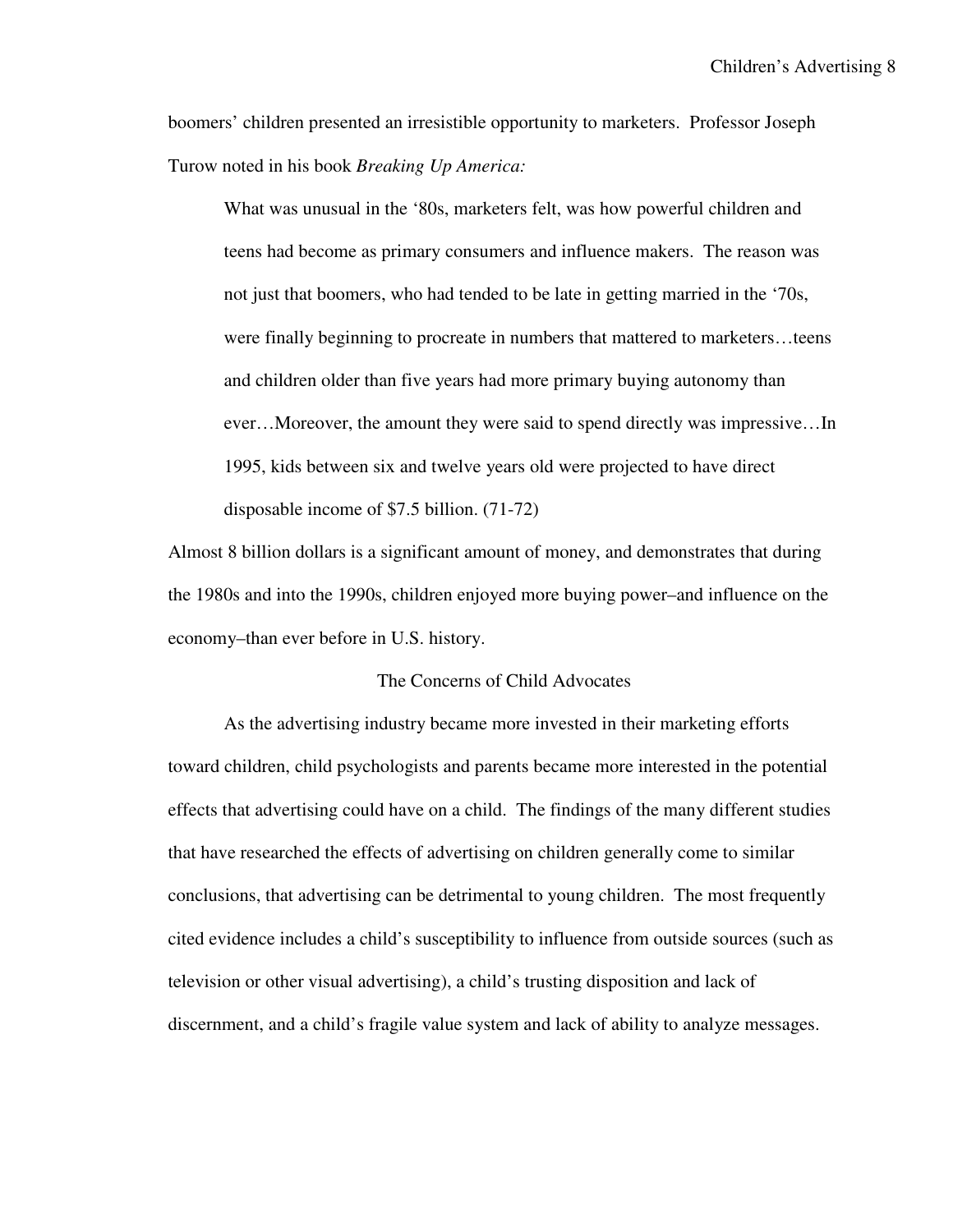boomers' children presented an irresistible opportunity to marketers. Professor Joseph Turow noted in his book *Breaking Up America:*

> What was unusual in the '80s, marketers felt, was how powerful children and teens had become as primary consumers and influence makers. The reason was not just that boomers, who had tended to be late in getting married in the '70s, were finally beginning to procreate in numbers that mattered to marketers…teens and children older than five years had more primary buying autonomy than ever…Moreover, the amount they were said to spend directly was impressive…In 1995, kids between six and twelve years old were projected to have direct disposable income of $7.5 billion. (71-72)

Almost 8 billion dollars is a significant amount of money, and demonstrates that during the 1980s and into the 1990s, children enjoyed more buying power–and influence on the economy–than ever before in U.S. history.

## The Concerns of Child Advocates

As the advertising industry became more invested in their marketing efforts toward children, child psychologists and parents became more interested in the potential effects that advertising could have on a child. The findings of the many different studies that have researched the effects of advertising on children generally come to similar conclusions, that advertising can be detrimental to young children. The most frequently cited evidence includes a child's susceptibility to influence from outside sources (such as television or other visual advertising), a child's trusting disposition and lack of discernment, and a child's fragile value system and lack of ability to analyze messages.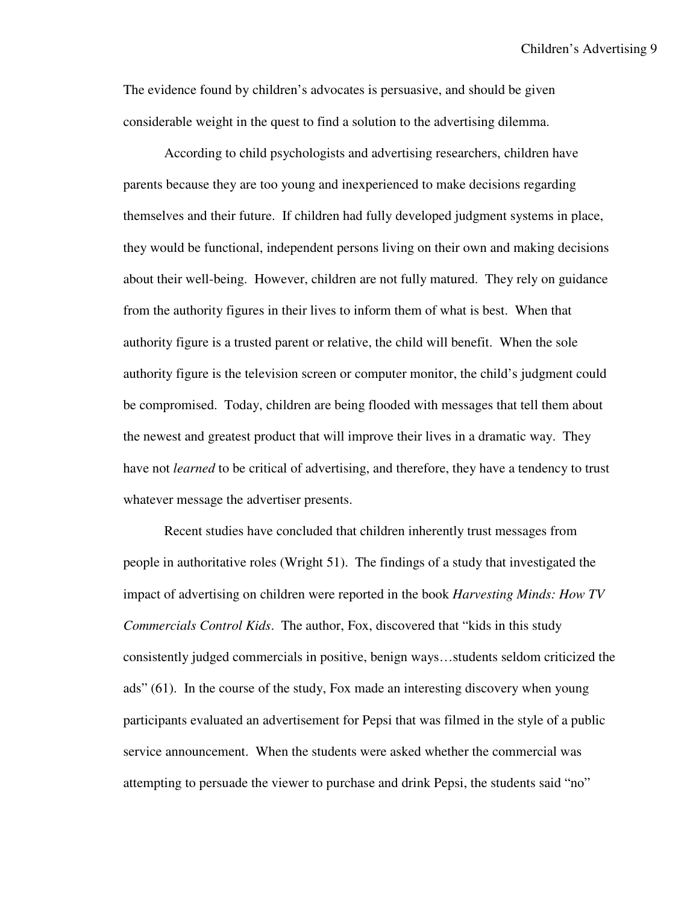The evidence found by children's advocates is persuasive, and should be given considerable weight in the quest to find a solution to the advertising dilemma.

According to child psychologists and advertising researchers, children have parents because they are too young and inexperienced to make decisions regarding themselves and their future. If children had fully developed judgment systems in place, they would be functional, independent persons living on their own and making decisions about their well-being. However, children are not fully matured. They rely on guidance from the authority figures in their lives to inform them of what is best. When that authority figure is a trusted parent or relative, the child will benefit. When the sole authority figure is the television screen or computer monitor, the child's judgment could be compromised. Today, children are being flooded with messages that tell them about the newest and greatest product that will improve their lives in a dramatic way. They have not *learned* to be critical of advertising, and therefore, they have a tendency to trust whatever message the advertiser presents.

Recent studies have concluded that children inherently trust messages from people in authoritative roles (Wright 51). The findings of a study that investigated the impact of advertising on children were reported in the book *Harvesting Minds: How TV Commercials Control Kids*. The author, Fox, discovered that "kids in this study consistently judged commercials in positive, benign ways…students seldom criticized the ads" (61). In the course of the study, Fox made an interesting discovery when young participants evaluated an advertisement for Pepsi that was filmed in the style of a public service announcement. When the students were asked whether the commercial was attempting to persuade the viewer to purchase and drink Pepsi, the students said "no"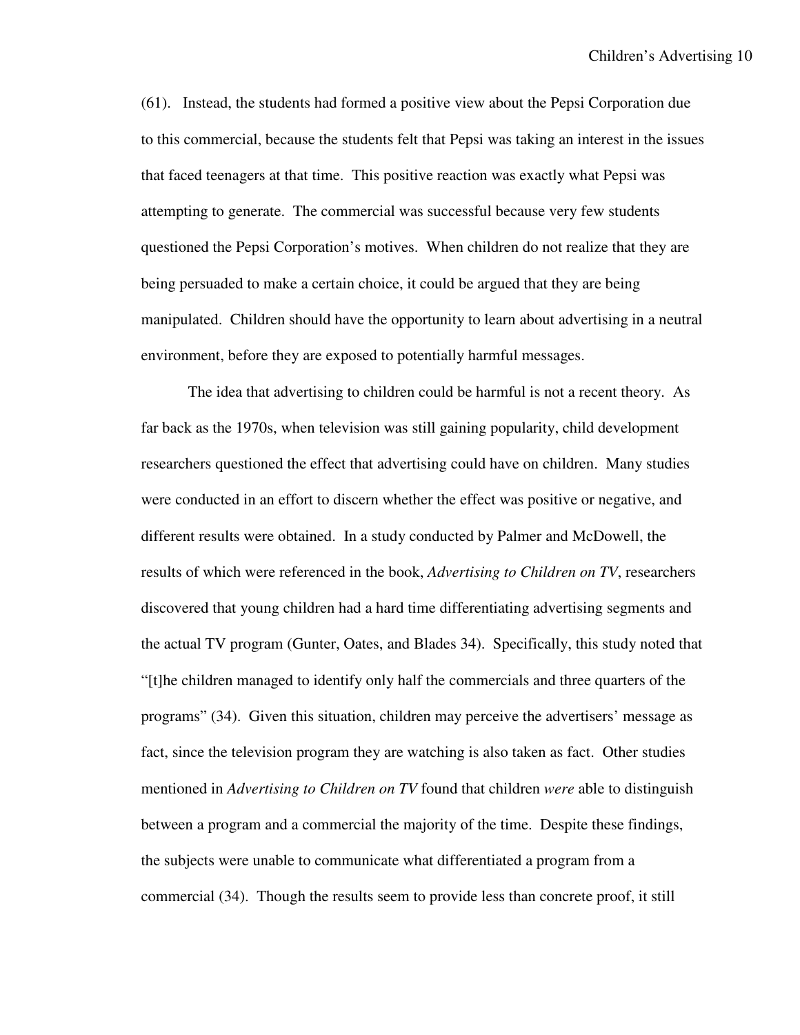(61). Instead, the students had formed a positive view about the Pepsi Corporation due to this commercial, because the students felt that Pepsi was taking an interest in the issues that faced teenagers at that time. This positive reaction was exactly what Pepsi was attempting to generate. The commercial was successful because very few students questioned the Pepsi Corporation's motives. When children do not realize that they are being persuaded to make a certain choice, it could be argued that they are being manipulated. Children should have the opportunity to learn about advertising in a neutral environment, before they are exposed to potentially harmful messages.

The idea that advertising to children could be harmful is not a recent theory. As far back as the 1970s, when television was still gaining popularity, child development researchers questioned the effect that advertising could have on children. Many studies were conducted in an effort to discern whether the effect was positive or negative, and different results were obtained. In a study conducted by Palmer and McDowell, the results of which were referenced in the book, *Advertising to Children on TV*, researchers discovered that young children had a hard time differentiating advertising segments and the actual TV program (Gunter, Oates, and Blades 34). Specifically, this study noted that "[t]he children managed to identify only half the commercials and three quarters of the programs" (34). Given this situation, children may perceive the advertisers' message as fact, since the television program they are watching is also taken as fact. Other studies mentioned in *Advertising to Children on TV* found that children *were* able to distinguish between a program and a commercial the majority of the time. Despite these findings, the subjects were unable to communicate what differentiated a program from a commercial (34). Though the results seem to provide less than concrete proof, it still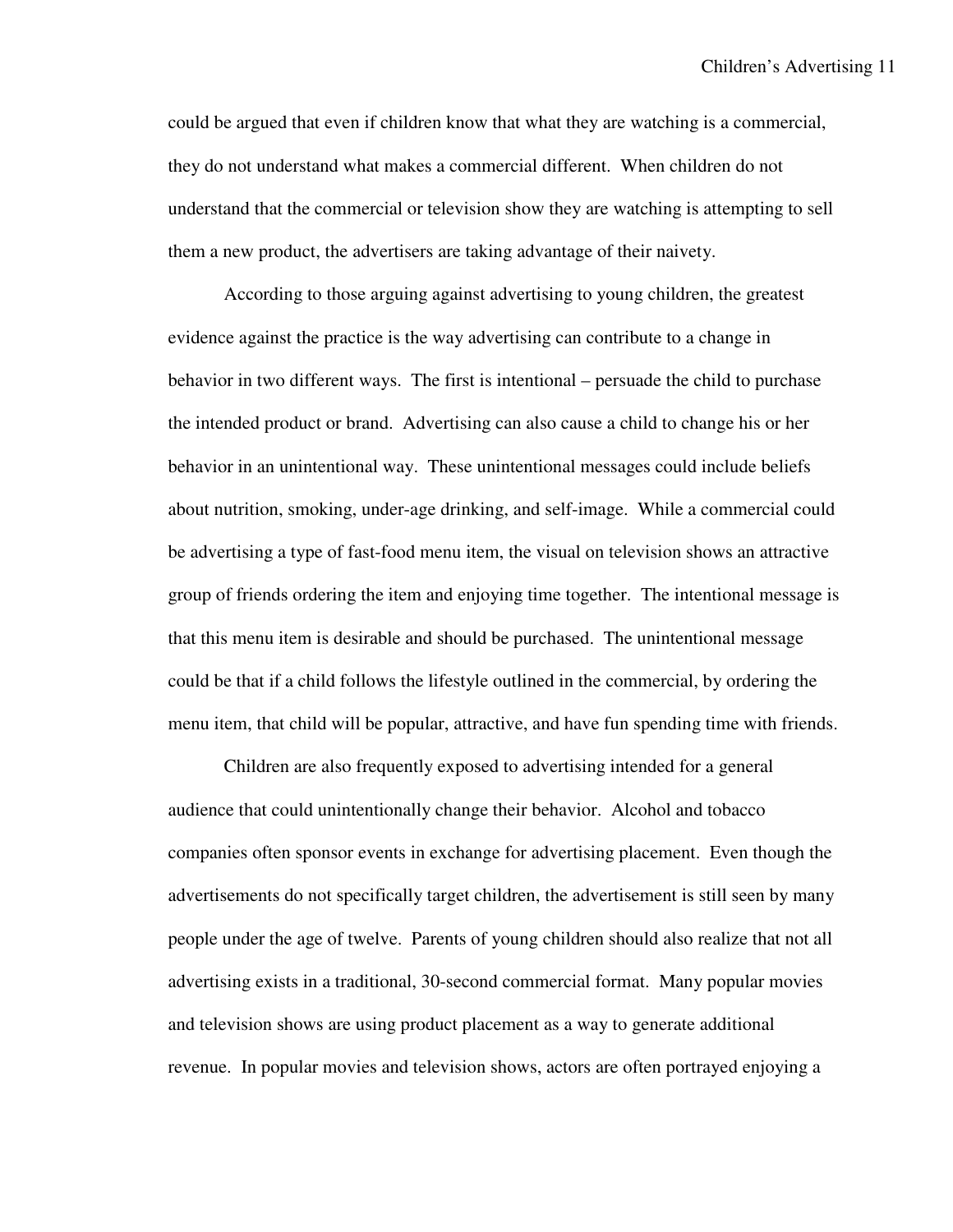could be argued that even if children know that what they are watching is a commercial, they do not understand what makes a commercial different. When children do not understand that the commercial or television show they are watching is attempting to sell them a new product, the advertisers are taking advantage of their naivety.

According to those arguing against advertising to young children, the greatest evidence against the practice is the way advertising can contribute to a change in behavior in two different ways. The first is intentional – persuade the child to purchase the intended product or brand. Advertising can also cause a child to change his or her behavior in an unintentional way. These unintentional messages could include beliefs about nutrition, smoking, under-age drinking, and self-image. While a commercial could be advertising a type of fast-food menu item, the visual on television shows an attractive group of friends ordering the item and enjoying time together. The intentional message is that this menu item is desirable and should be purchased. The unintentional message could be that if a child follows the lifestyle outlined in the commercial, by ordering the menu item, that child will be popular, attractive, and have fun spending time with friends.

Children are also frequently exposed to advertising intended for a general audience that could unintentionally change their behavior. Alcohol and tobacco companies often sponsor events in exchange for advertising placement. Even though the advertisements do not specifically target children, the advertisement is still seen by many people under the age of twelve. Parents of young children should also realize that not all advertising exists in a traditional, 30-second commercial format. Many popular movies and television shows are using product placement as a way to generate additional revenue. In popular movies and television shows, actors are often portrayed enjoying a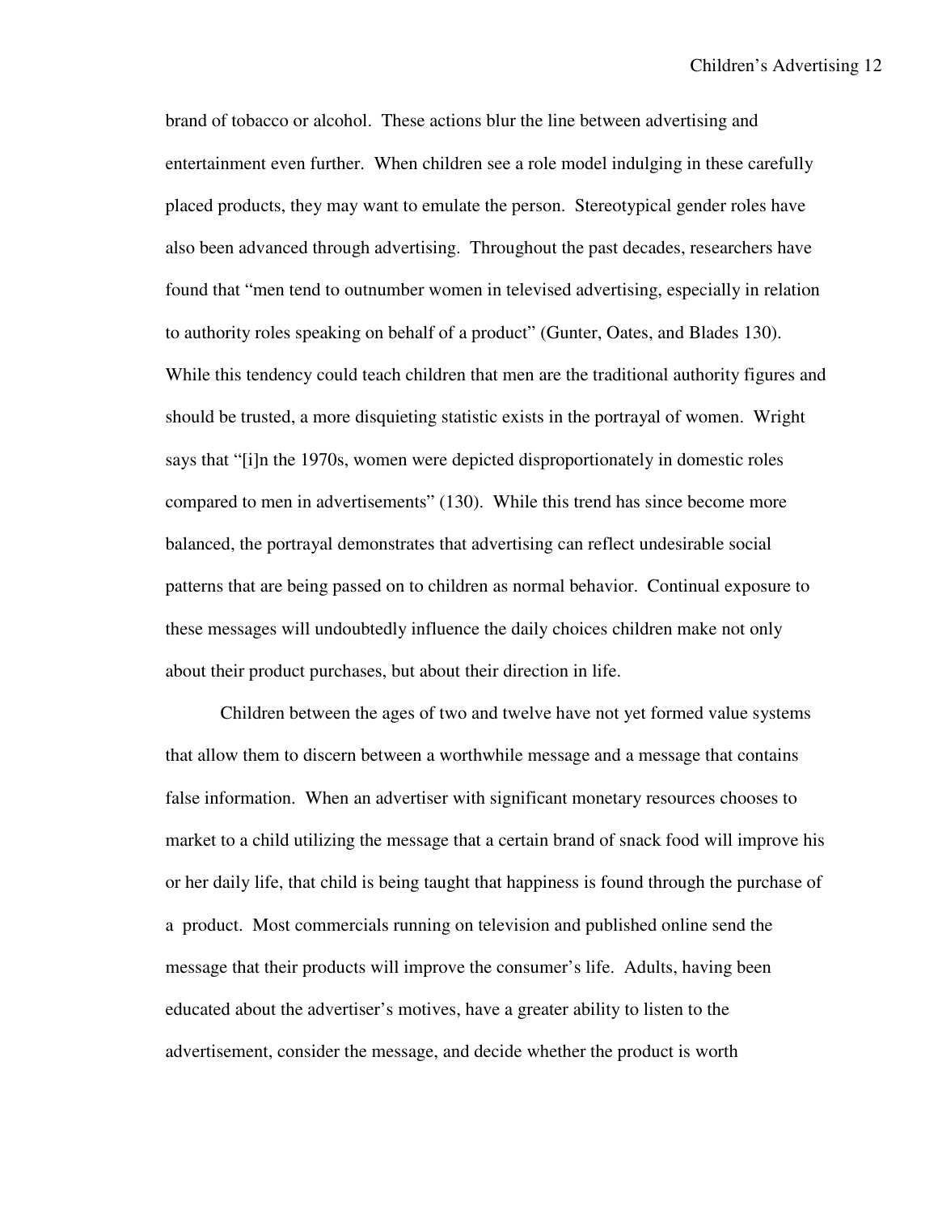brand of tobacco or alcohol. These actions blur the line between advertising and entertainment even further. When children see a role model indulging in these carefully placed products, they may want to emulate the person. Stereotypical gender roles have also been advanced through advertising. Throughout the past decades, researchers have found that "men tend to outnumber women in televised advertising, especially in relation to authority roles speaking on behalf of a product" (Gunter, Oates, and Blades 130). While this tendency could teach children that men are the traditional authority figures and should be trusted, a more disquieting statistic exists in the portrayal of women. Wright says that "[i]n the 1970s, women were depicted disproportionately in domestic roles compared to men in advertisements" (130). While this trend has since become more balanced, the portrayal demonstrates that advertising can reflect undesirable social patterns that are being passed on to children as normal behavior. Continual exposure to these messages will undoubtedly influence the daily choices children make not only about their product purchases, but about their direction in life.

Children between the ages of two and twelve have not yet formed value systems that allow them to discern between a worthwhile message and a message that contains false information. When an advertiser with significant monetary resources chooses to market to a child utilizing the message that a certain brand of snack food will improve his or her daily life, that child is being taught that happiness is found through the purchase of a product. Most commercials running on television and published online send the message that their products will improve the consumer's life. Adults, having been educated about the advertiser's motives, have a greater ability to listen to the advertisement, consider the message, and decide whether the product is worth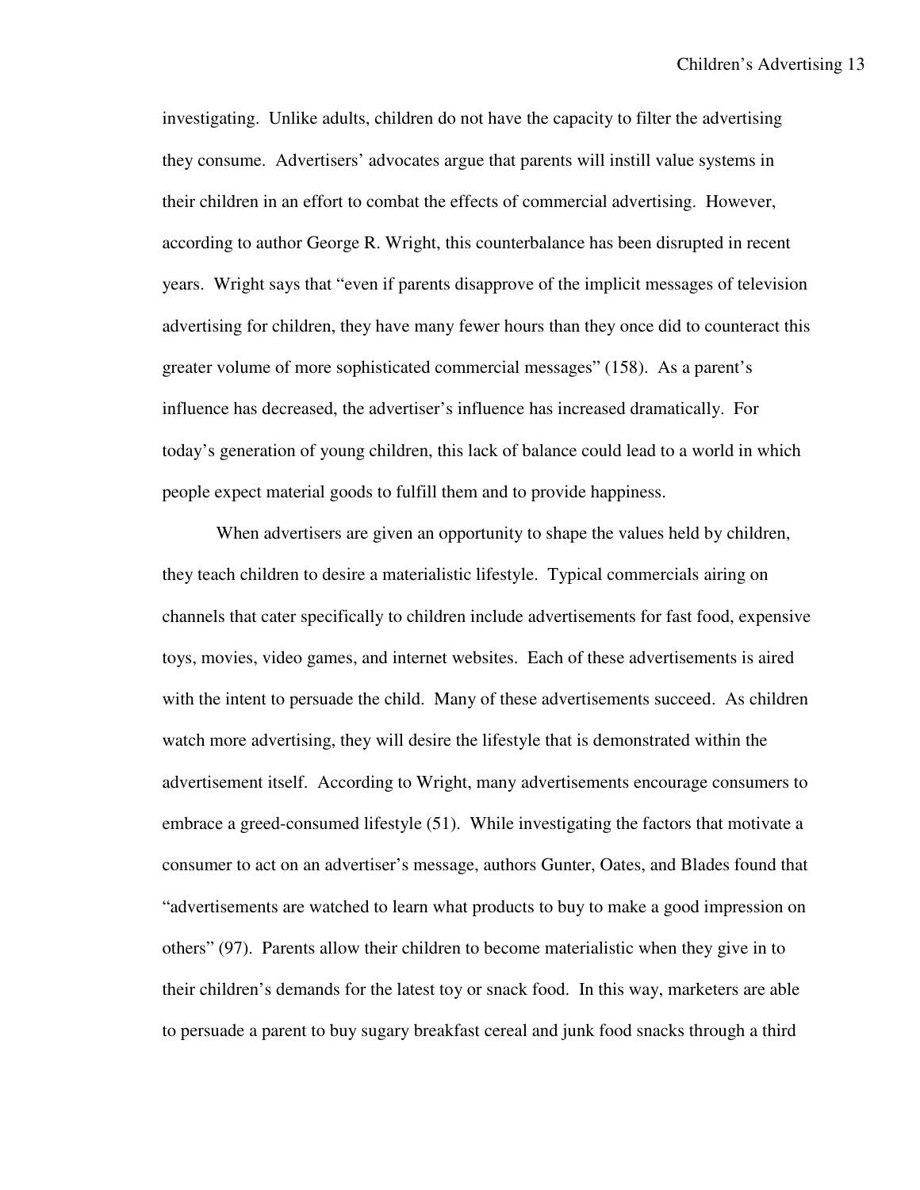investigating. Unlike adults, children do not have the capacity to filter the advertising they consume. Advertisers' advocates argue that parents will instill value systems in their children in an effort to combat the effects of commercial advertising. However, according to author George R. Wright, this counterbalance has been disrupted in recent years. Wright says that "even if parents disapprove of the implicit messages of television advertising for children, they have many fewer hours than they once did to counteract this greater volume of more sophisticated commercial messages" (158). As a parent's influence has decreased, the advertiser's influence has increased dramatically. For today's generation of young children, this lack of balance could lead to a world in which people expect material goods to fulfill them and to provide happiness.

When advertisers are given an opportunity to shape the values held by children, they teach children to desire a materialistic lifestyle. Typical commercials airing on channels that cater specifically to children include advertisements for fast food, expensive toys, movies, video games, and internet websites. Each of these advertisements is aired with the intent to persuade the child. Many of these advertisements succeed. As children watch more advertising, they will desire the lifestyle that is demonstrated within the advertisement itself. According to Wright, many advertisements encourage consumers to embrace a greed-consumed lifestyle (51). While investigating the factors that motivate a consumer to act on an advertiser's message, authors Gunter, Oates, and Blades found that "advertisements are watched to learn what products to buy to make a good impression on others" (97). Parents allow their children to become materialistic when they give in to their children's demands for the latest toy or snack food. In this way, marketers are able to persuade a parent to buy sugary breakfast cereal and junk food snacks through a third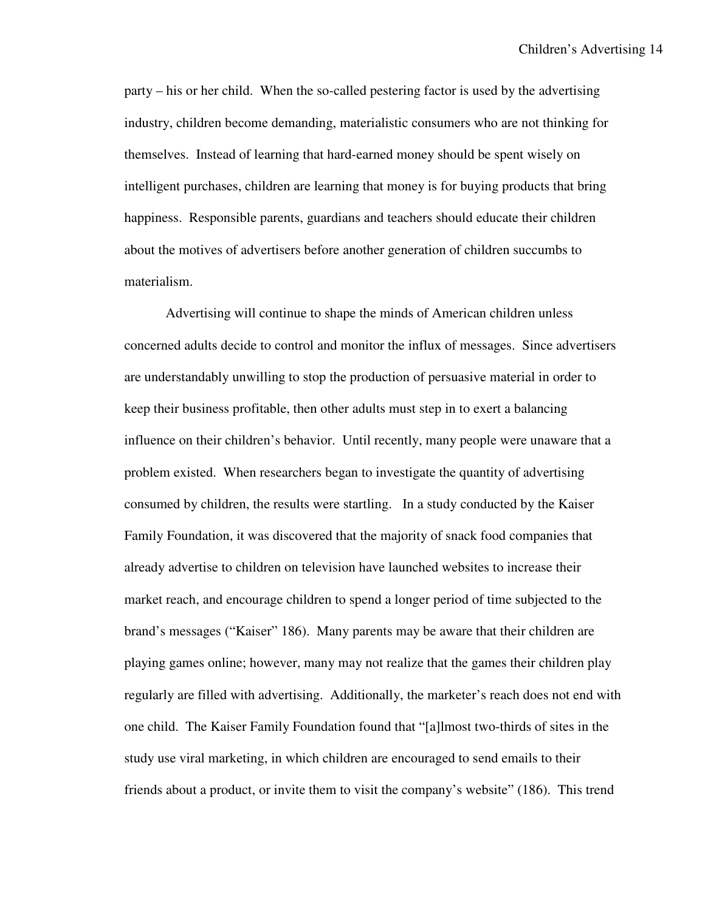party – his or her child. When the so-called pestering factor is used by the advertising industry, children become demanding, materialistic consumers who are not thinking for themselves. Instead of learning that hard-earned money should be spent wisely on intelligent purchases, children are learning that money is for buying products that bring happiness. Responsible parents, guardians and teachers should educate their children about the motives of advertisers before another generation of children succumbs to materialism.

Advertising will continue to shape the minds of American children unless concerned adults decide to control and monitor the influx of messages. Since advertisers are understandably unwilling to stop the production of persuasive material in order to keep their business profitable, then other adults must step in to exert a balancing influence on their children's behavior. Until recently, many people were unaware that a problem existed. When researchers began to investigate the quantity of advertising consumed by children, the results were startling. In a study conducted by the Kaiser Family Foundation, it was discovered that the majority of snack food companies that already advertise to children on television have launched websites to increase their market reach, and encourage children to spend a longer period of time subjected to the brand's messages ("Kaiser" 186). Many parents may be aware that their children are playing games online; however, many may not realize that the games their children play regularly are filled with advertising. Additionally, the marketer's reach does not end with one child. The Kaiser Family Foundation found that "[a]lmost two-thirds of sites in the study use viral marketing, in which children are encouraged to send emails to their friends about a product, or invite them to visit the company's website" (186). This trend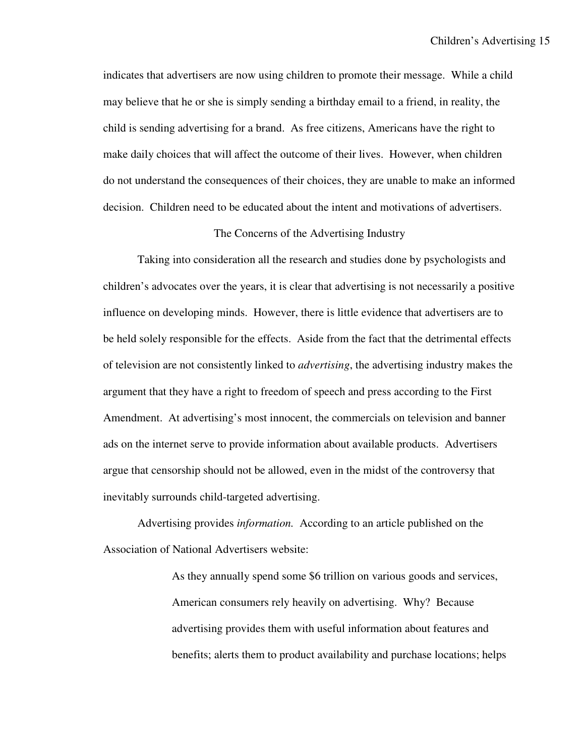indicates that advertisers are now using children to promote their message. While a child may believe that he or she is simply sending a birthday email to a friend, in reality, the child is sending advertising for a brand. As free citizens, Americans have the right to make daily choices that will affect the outcome of their lives. However, when children do not understand the consequences of their choices, they are unable to make an informed decision. Children need to be educated about the intent and motivations of advertisers.

## The Concerns of the Advertising Industry

Taking into consideration all the research and studies done by psychologists and children's advocates over the years, it is clear that advertising is not necessarily a positive influence on developing minds. However, there is little evidence that advertisers are to be held solely responsible for the effects. Aside from the fact that the detrimental effects of television are not consistently linked to *advertising*, the advertising industry makes the argument that they have a right to freedom of speech and press according to the First Amendment. At advertising's most innocent, the commercials on television and banner ads on the internet serve to provide information about available products. Advertisers argue that censorship should not be allowed, even in the midst of the controversy that inevitably surrounds child-targeted advertising.

Advertising provides *information.* According to an article published on the Association of National Advertisers website:

> As they annually spend some $6 trillion on various goods and services, American consumers rely heavily on advertising. Why? Because advertising provides them with useful information about features and benefits; alerts them to product availability and purchase locations; helps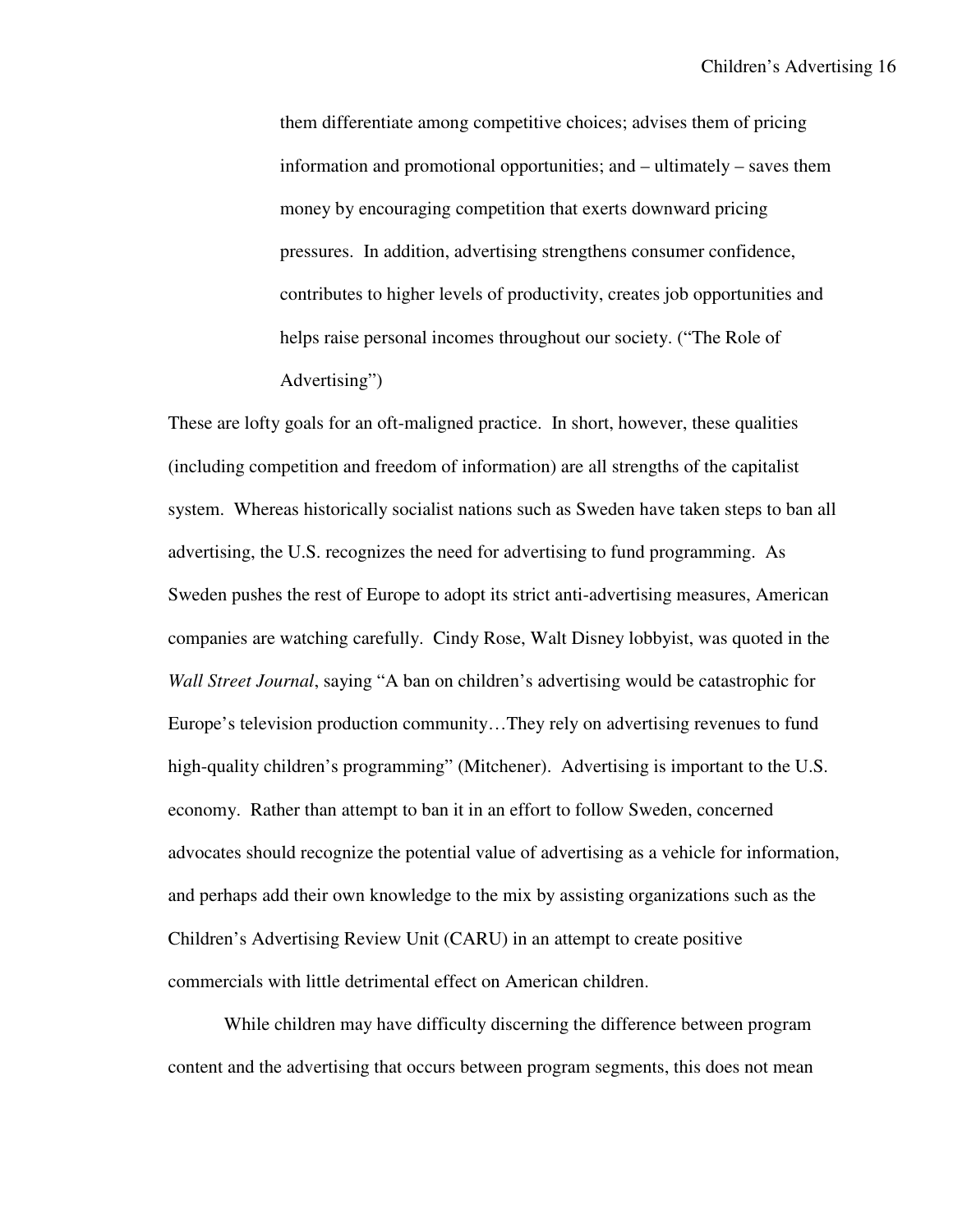> them differentiate among competitive choices; advises them of pricing information and promotional opportunities; and – ultimately – saves them money by encouraging competition that exerts downward pricing pressures. In addition, advertising strengthens consumer confidence, contributes to higher levels of productivity, creates job opportunities and helps raise personal incomes throughout our society. ("The Role of Advertising")

These are lofty goals for an oft-maligned practice. In short, however, these qualities (including competition and freedom of information) are all strengths of the capitalist system. Whereas historically socialist nations such as Sweden have taken steps to ban all advertising, the U.S. recognizes the need for advertising to fund programming. As Sweden pushes the rest of Europe to adopt its strict anti-advertising measures, American companies are watching carefully. Cindy Rose, Walt Disney lobbyist, was quoted in the *Wall Street Journal*, saying "A ban on children's advertising would be catastrophic for Europe's television production community…They rely on advertising revenues to fund high-quality children's programming" (Mitchener). Advertising is important to the U.S. economy. Rather than attempt to ban it in an effort to follow Sweden, concerned advocates should recognize the potential value of advertising as a vehicle for information, and perhaps add their own knowledge to the mix by assisting organizations such as the Children's Advertising Review Unit (CARU) in an attempt to create positive commercials with little detrimental effect on American children.

While children may have difficulty discerning the difference between program content and the advertising that occurs between program segments, this does not mean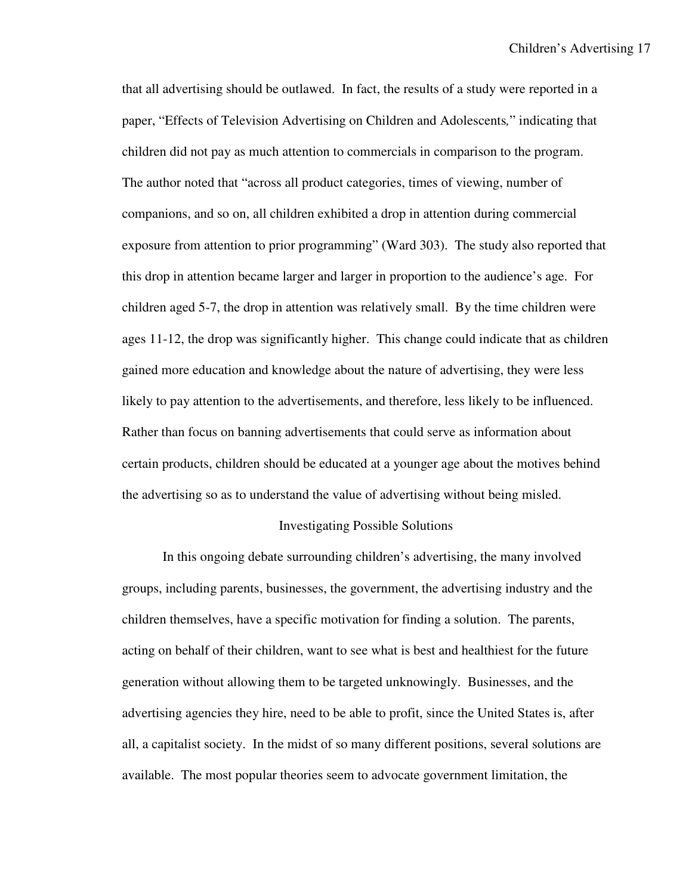that all advertising should be outlawed. In fact, the results of a study were reported in a paper, "Effects of Television Advertising on Children and Adolescents," indicating that children did not pay as much attention to commercials in comparison to the program. The author noted that "across all product categories, times of viewing, number of companions, and so on, all children exhibited a drop in attention during commercial exposure from attention to prior programming" (Ward 303). The study also reported that this drop in attention became larger and larger in proportion to the audience's age. For children aged 5-7, the drop in attention was relatively small. By the time children were ages 11-12, the drop was significantly higher. This change could indicate that as children gained more education and knowledge about the nature of advertising, they were less likely to pay attention to the advertisements, and therefore, less likely to be influenced. Rather than focus on banning advertisements that could serve as information about certain products, children should be educated at a younger age about the motives behind the advertising so as to understand the value of advertising without being misled.

## Investigating Possible Solutions

In this ongoing debate surrounding children's advertising, the many involved groups, including parents, businesses, the government, the advertising industry and the children themselves, have a specific motivation for finding a solution. The parents, acting on behalf of their children, want to see what is best and healthiest for the future generation without allowing them to be targeted unknowingly. Businesses, and the advertising agencies they hire, need to be able to profit, since the United States is, after all, a capitalist society. In the midst of so many different positions, several solutions are available. The most popular theories seem to advocate government limitation, the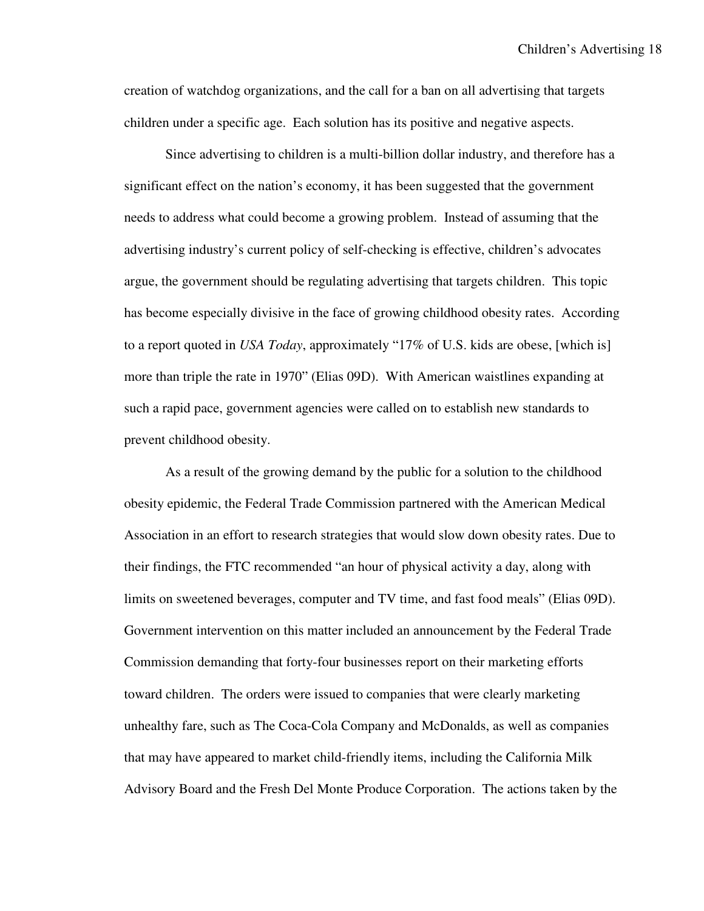creation of watchdog organizations, and the call for a ban on all advertising that targets children under a specific age. Each solution has its positive and negative aspects.

Since advertising to children is a multi-billion dollar industry, and therefore has a significant effect on the nation's economy, it has been suggested that the government needs to address what could become a growing problem. Instead of assuming that the advertising industry's current policy of self-checking is effective, children's advocates argue, the government should be regulating advertising that targets children. This topic has become especially divisive in the face of growing childhood obesity rates. According to a report quoted in *USA Today*, approximately "17% of U.S. kids are obese, [which is] more than triple the rate in 1970" (Elias 09D). With American waistlines expanding at such a rapid pace, government agencies were called on to establish new standards to prevent childhood obesity.

As a result of the growing demand by the public for a solution to the childhood obesity epidemic, the Federal Trade Commission partnered with the American Medical Association in an effort to research strategies that would slow down obesity rates. Due to their findings, the FTC recommended "an hour of physical activity a day, along with limits on sweetened beverages, computer and TV time, and fast food meals" (Elias 09D). Government intervention on this matter included an announcement by the Federal Trade Commission demanding that forty-four businesses report on their marketing efforts toward children. The orders were issued to companies that were clearly marketing unhealthy fare, such as The Coca-Cola Company and McDonalds, as well as companies that may have appeared to market child-friendly items, including the California Milk Advisory Board and the Fresh Del Monte Produce Corporation. The actions taken by the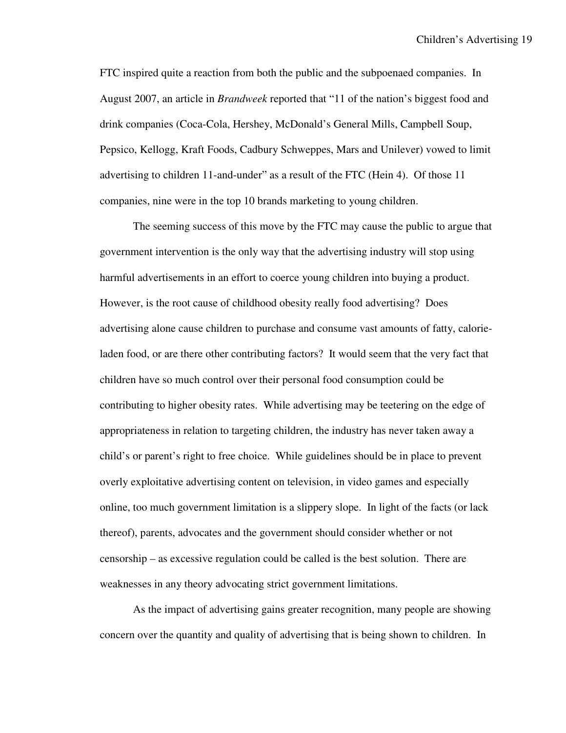FTC inspired quite a reaction from both the public and the subpoenaed companies. In August 2007, an article in *Brandweek* reported that "11 of the nation's biggest food and drink companies (Coca-Cola, Hershey, McDonald's General Mills, Campbell Soup, Pepsico, Kellogg, Kraft Foods, Cadbury Schweppes, Mars and Unilever) vowed to limit advertising to children 11-and-under" as a result of the FTC (Hein 4). Of those 11 companies, nine were in the top 10 brands marketing to young children.

The seeming success of this move by the FTC may cause the public to argue that government intervention is the only way that the advertising industry will stop using harmful advertisements in an effort to coerce young children into buying a product. However, is the root cause of childhood obesity really food advertising? Does advertising alone cause children to purchase and consume vast amounts of fatty, calorie-laden food, or are there other contributing factors? It would seem that the very fact that children have so much control over their personal food consumption could be contributing to higher obesity rates. While advertising may be teetering on the edge of appropriateness in relation to targeting children, the industry has never taken away a child's or parent's right to free choice. While guidelines should be in place to prevent overly exploitative advertising content on television, in video games and especially online, too much government limitation is a slippery slope. In light of the facts (or lack thereof), parents, advocates and the government should consider whether or not censorship – as excessive regulation could be called is the best solution. There are weaknesses in any theory advocating strict government limitations.

As the impact of advertising gains greater recognition, many people are showing concern over the quantity and quality of advertising that is being shown to children. In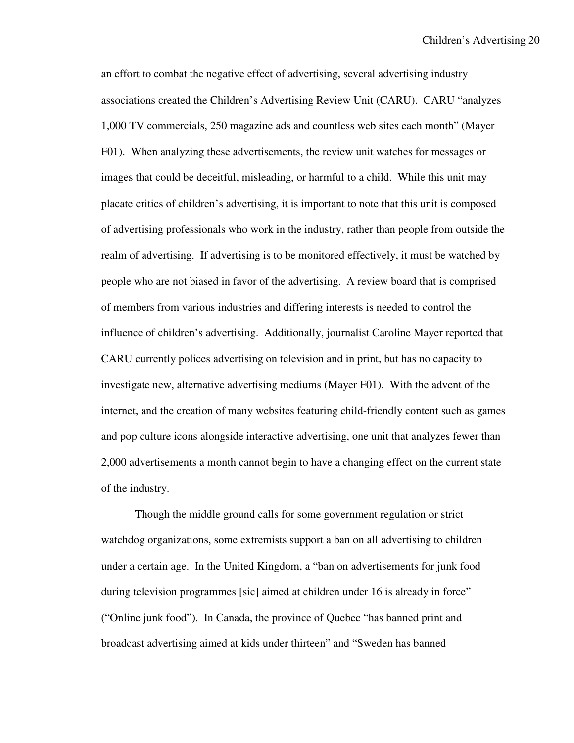an effort to combat the negative effect of advertising, several advertising industry associations created the Children's Advertising Review Unit (CARU). CARU "analyzes 1,000 TV commercials, 250 magazine ads and countless web sites each month" (Mayer F01). When analyzing these advertisements, the review unit watches for messages or images that could be deceitful, misleading, or harmful to a child. While this unit may placate critics of children's advertising, it is important to note that this unit is composed of advertising professionals who work in the industry, rather than people from outside the realm of advertising. If advertising is to be monitored effectively, it must be watched by people who are not biased in favor of the advertising. A review board that is comprised of members from various industries and differing interests is needed to control the influence of children's advertising. Additionally, journalist Caroline Mayer reported that CARU currently polices advertising on television and in print, but has no capacity to investigate new, alternative advertising mediums (Mayer F01). With the advent of the internet, and the creation of many websites featuring child-friendly content such as games and pop culture icons alongside interactive advertising, one unit that analyzes fewer than 2,000 advertisements a month cannot begin to have a changing effect on the current state of the industry.

Though the middle ground calls for some government regulation or strict watchdog organizations, some extremists support a ban on all advertising to children under a certain age. In the United Kingdom, a "ban on advertisements for junk food during television programmes [sic] aimed at children under 16 is already in force" ("Online junk food"). In Canada, the province of Quebec "has banned print and broadcast advertising aimed at kids under thirteen" and "Sweden has banned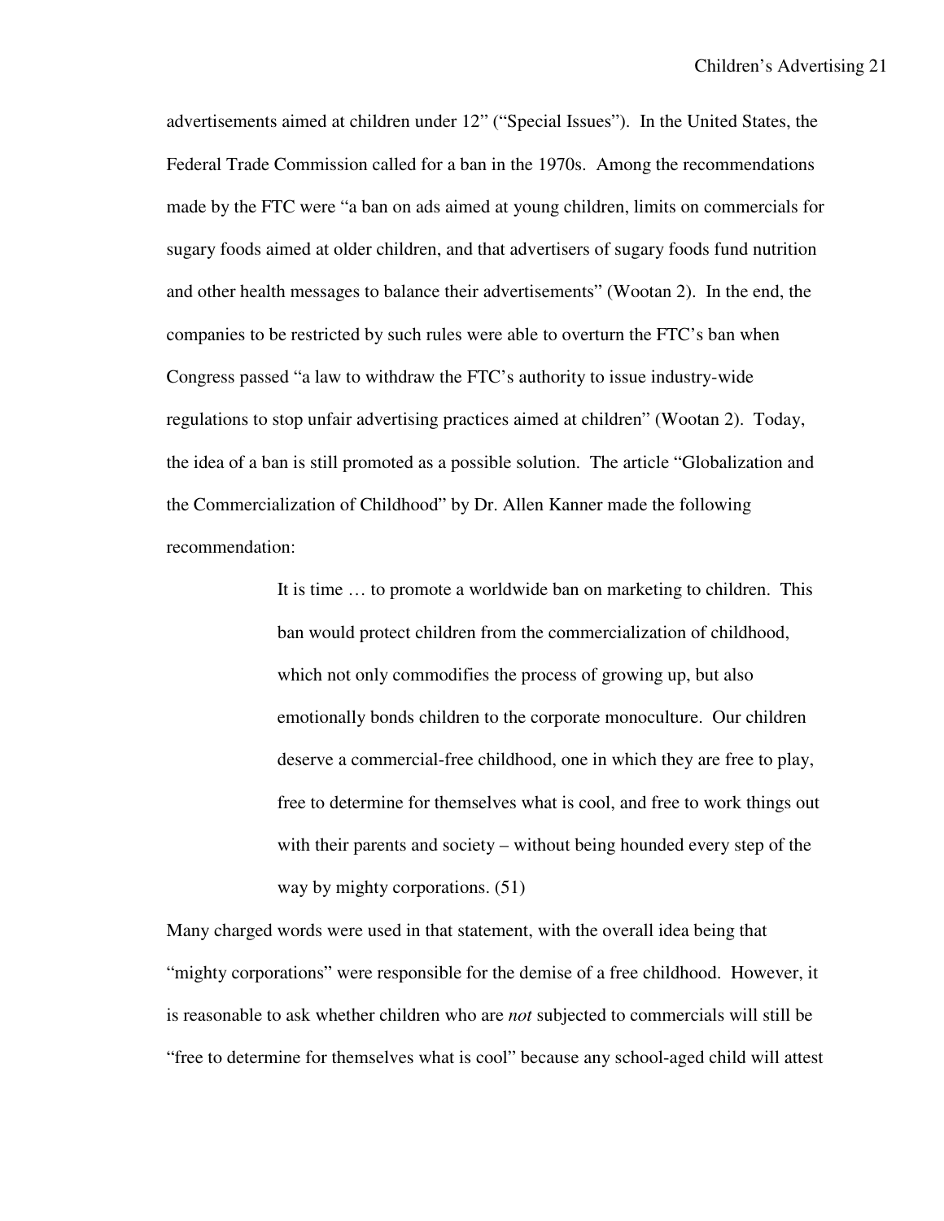advertisements aimed at children under 12" ("Special Issues"). In the United States, the Federal Trade Commission called for a ban in the 1970s. Among the recommendations made by the FTC were "a ban on ads aimed at young children, limits on commercials for sugary foods aimed at older children, and that advertisers of sugary foods fund nutrition and other health messages to balance their advertisements" (Wootan 2). In the end, the companies to be restricted by such rules were able to overturn the FTC's ban when Congress passed "a law to withdraw the FTC's authority to issue industry-wide regulations to stop unfair advertising practices aimed at children" (Wootan 2). Today, the idea of a ban is still promoted as a possible solution. The article "Globalization and the Commercialization of Childhood" by Dr. Allen Kanner made the following recommendation:

> It is time … to promote a worldwide ban on marketing to children. This ban would protect children from the commercialization of childhood, which not only commodifies the process of growing up, but also emotionally bonds children to the corporate monoculture. Our children deserve a commercial-free childhood, one in which they are free to play, free to determine for themselves what is cool, and free to work things out with their parents and society – without being hounded every step of the way by mighty corporations. (51)

Many charged words were used in that statement, with the overall idea being that "mighty corporations" were responsible for the demise of a free childhood. However, it is reasonable to ask whether children who are *not* subjected to commercials will still be "free to determine for themselves what is cool" because any school-aged child will attest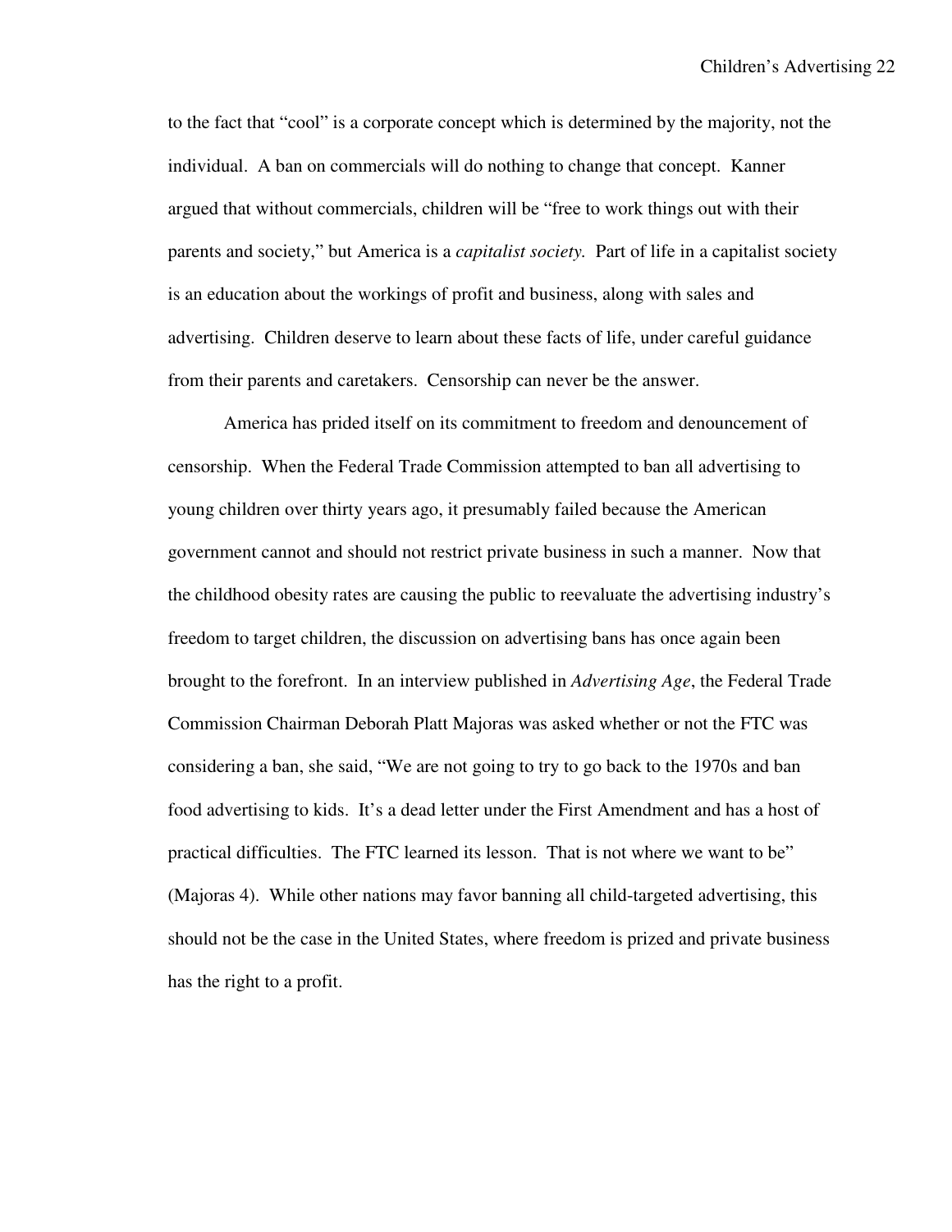to the fact that "cool" is a corporate concept which is determined by the majority, not the individual. A ban on commercials will do nothing to change that concept. Kanner argued that without commercials, children will be "free to work things out with their parents and society," but America is a *capitalist society.* Part of life in a capitalist society is an education about the workings of profit and business, along with sales and advertising. Children deserve to learn about these facts of life, under careful guidance from their parents and caretakers. Censorship can never be the answer.

America has prided itself on its commitment to freedom and denouncement of censorship. When the Federal Trade Commission attempted to ban all advertising to young children over thirty years ago, it presumably failed because the American government cannot and should not restrict private business in such a manner. Now that the childhood obesity rates are causing the public to reevaluate the advertising industry's freedom to target children, the discussion on advertising bans has once again been brought to the forefront. In an interview published in *Advertising Age*, the Federal Trade Commission Chairman Deborah Platt Majoras was asked whether or not the FTC was considering a ban, she said, "We are not going to try to go back to the 1970s and ban food advertising to kids. It's a dead letter under the First Amendment and has a host of practical difficulties. The FTC learned its lesson. That is not where we want to be" (Majoras 4). While other nations may favor banning all child-targeted advertising, this should not be the case in the United States, where freedom is prized and private business has the right to a profit.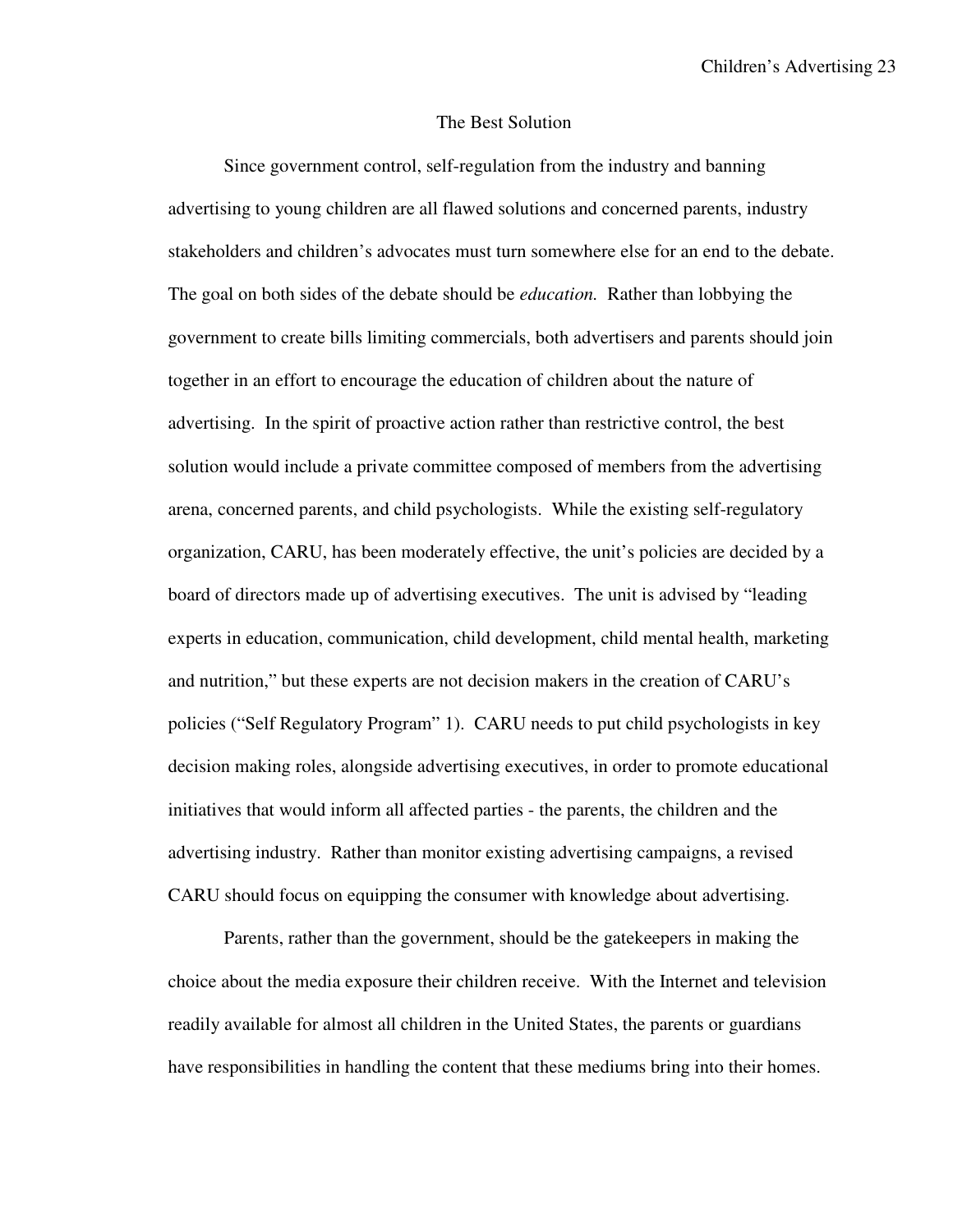## The Best Solution

Since government control, self-regulation from the industry and banning advertising to young children are all flawed solutions and concerned parents, industry stakeholders and children's advocates must turn somewhere else for an end to the debate. The goal on both sides of the debate should be *education.* Rather than lobbying the government to create bills limiting commercials, both advertisers and parents should join together in an effort to encourage the education of children about the nature of advertising. In the spirit of proactive action rather than restrictive control, the best solution would include a private committee composed of members from the advertising arena, concerned parents, and child psychologists. While the existing self-regulatory organization, CARU, has been moderately effective, the unit's policies are decided by a board of directors made up of advertising executives. The unit is advised by "leading experts in education, communication, child development, child mental health, marketing and nutrition," but these experts are not decision makers in the creation of CARU's policies ("Self Regulatory Program" 1). CARU needs to put child psychologists in key decision making roles, alongside advertising executives, in order to promote educational initiatives that would inform all affected parties - the parents, the children and the advertising industry. Rather than monitor existing advertising campaigns, a revised CARU should focus on equipping the consumer with knowledge about advertising.

Parents, rather than the government, should be the gatekeepers in making the choice about the media exposure their children receive. With the Internet and television readily available for almost all children in the United States, the parents or guardians have responsibilities in handling the content that these mediums bring into their homes.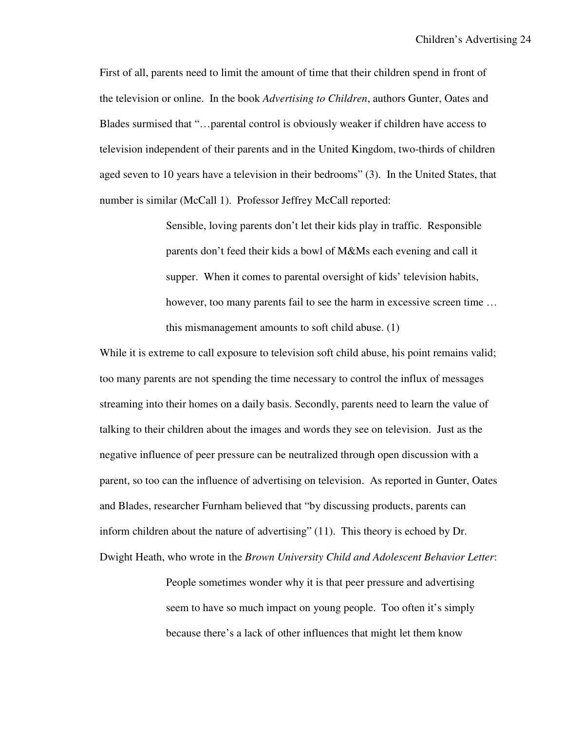First of all, parents need to limit the amount of time that their children spend in front of the television or online. In the book *Advertising to Children*, authors Gunter, Oates and Blades surmised that "…parental control is obviously weaker if children have access to television independent of their parents and in the United Kingdom, two-thirds of children aged seven to 10 years have a television in their bedrooms" (3). In the United States, that number is similar (McCall 1). Professor Jeffrey McCall reported:

> Sensible, loving parents don't let their kids play in traffic. Responsible parents don't feed their kids a bowl of M&Ms each evening and call it supper. When it comes to parental oversight of kids' television habits, however, too many parents fail to see the harm in excessive screen time … this mismanagement amounts to soft child abuse. (1)

While it is extreme to call exposure to television soft child abuse, his point remains valid; too many parents are not spending the time necessary to control the influx of messages streaming into their homes on a daily basis. Secondly, parents need to learn the value of talking to their children about the images and words they see on television. Just as the negative influence of peer pressure can be neutralized through open discussion with a parent, so too can the influence of advertising on television. As reported in Gunter, Oates and Blades, researcher Furnham believed that "by discussing products, parents can inform children about the nature of advertising" (11). This theory is echoed by Dr. Dwight Heath, who wrote in the *Brown University Child and Adolescent Behavior Letter*:

> People sometimes wonder why it is that peer pressure and advertising seem to have so much impact on young people. Too often it's simply because there's a lack of other influences that might let them know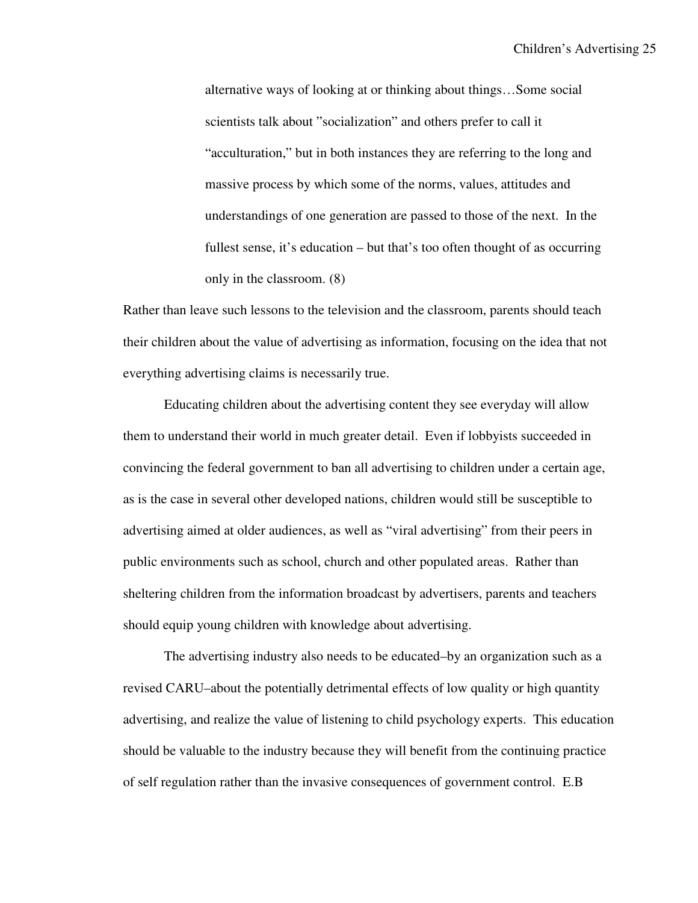> alternative ways of looking at or thinking about things…Some social scientists talk about "socialization" and others prefer to call it "acculturation," but in both instances they are referring to the long and massive process by which some of the norms, values, attitudes and understandings of one generation are passed to those of the next. In the fullest sense, it's education – but that's too often thought of as occurring only in the classroom. (8)

Rather than leave such lessons to the television and the classroom, parents should teach their children about the value of advertising as information, focusing on the idea that not everything advertising claims is necessarily true.

Educating children about the advertising content they see everyday will allow them to understand their world in much greater detail. Even if lobbyists succeeded in convincing the federal government to ban all advertising to children under a certain age, as is the case in several other developed nations, children would still be susceptible to advertising aimed at older audiences, as well as "viral advertising" from their peers in public environments such as school, church and other populated areas. Rather than sheltering children from the information broadcast by advertisers, parents and teachers should equip young children with knowledge about advertising.

The advertising industry also needs to be educated–by an organization such as a revised CARU–about the potentially detrimental effects of low quality or high quantity advertising, and realize the value of listening to child psychology experts. This education should be valuable to the industry because they will benefit from the continuing practice of self regulation rather than the invasive consequences of government control. E.B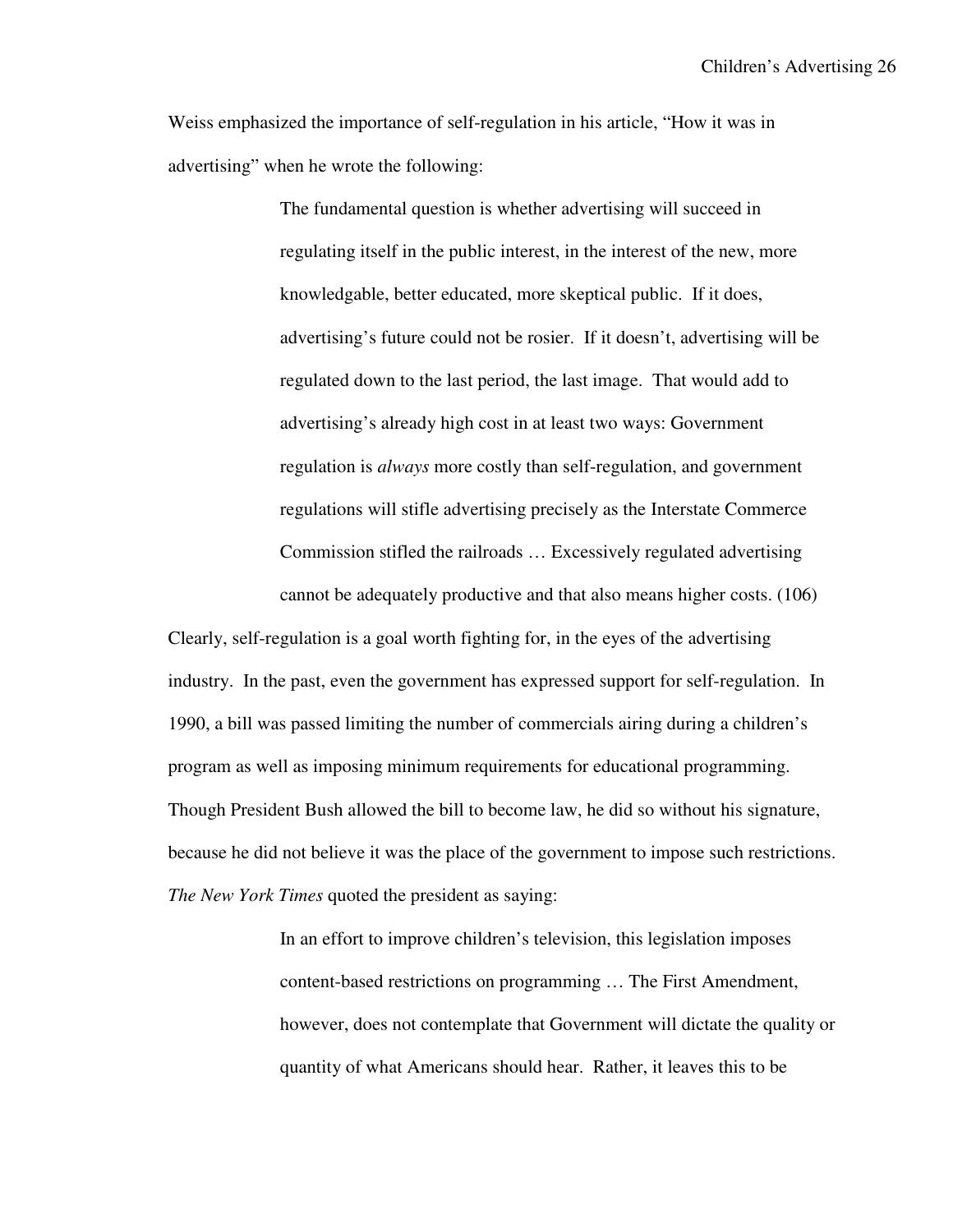Weiss emphasized the importance of self-regulation in his article, "How it was in advertising" when he wrote the following:

> The fundamental question is whether advertising will succeed in regulating itself in the public interest, in the interest of the new, more knowledgable, better educated, more skeptical public. If it does, advertising's future could not be rosier. If it doesn't, advertising will be regulated down to the last period, the last image. That would add to advertising's already high cost in at least two ways: Government regulation is *always* more costly than self-regulation, and government regulations will stifle advertising precisely as the Interstate Commerce Commission stifled the railroads … Excessively regulated advertising cannot be adequately productive and that also means higher costs. (106)

Clearly, self-regulation is a goal worth fighting for, in the eyes of the advertising industry. In the past, even the government has expressed support for self-regulation. In 1990, a bill was passed limiting the number of commercials airing during a children's program as well as imposing minimum requirements for educational programming. Though President Bush allowed the bill to become law, he did so without his signature, because he did not believe it was the place of the government to impose such restrictions. *The New York Times* quoted the president as saying:

> In an effort to improve children's television, this legislation imposes content-based restrictions on programming … The First Amendment, however, does not contemplate that Government will dictate the quality or quantity of what Americans should hear. Rather, it leaves this to be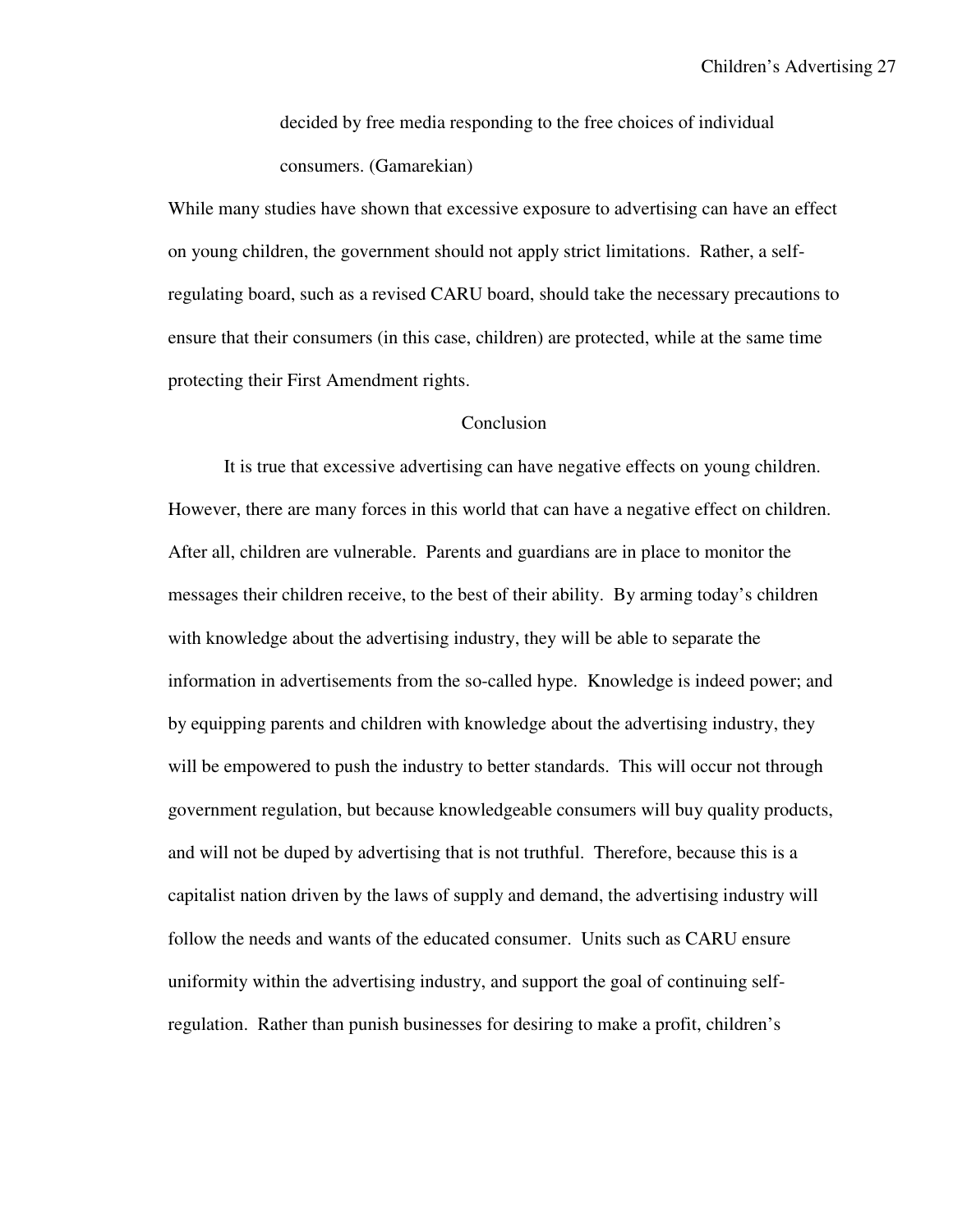> decided by free media responding to the free choices of individual consumers. (Gamarekian)

While many studies have shown that excessive exposure to advertising can have an effect on young children, the government should not apply strict limitations. Rather, a self-regulating board, such as a revised CARU board, should take the necessary precautions to ensure that their consumers (in this case, children) are protected, while at the same time protecting their First Amendment rights.

## Conclusion

It is true that excessive advertising can have negative effects on young children. However, there are many forces in this world that can have a negative effect on children. After all, children are vulnerable. Parents and guardians are in place to monitor the messages their children receive, to the best of their ability. By arming today's children with knowledge about the advertising industry, they will be able to separate the information in advertisements from the so-called hype. Knowledge is indeed power; and by equipping parents and children with knowledge about the advertising industry, they will be empowered to push the industry to better standards. This will occur not through government regulation, but because knowledgeable consumers will buy quality products, and will not be duped by advertising that is not truthful. Therefore, because this is a capitalist nation driven by the laws of supply and demand, the advertising industry will follow the needs and wants of the educated consumer. Units such as CARU ensure uniformity within the advertising industry, and support the goal of continuing self-regulation. Rather than punish businesses for desiring to make a profit, children's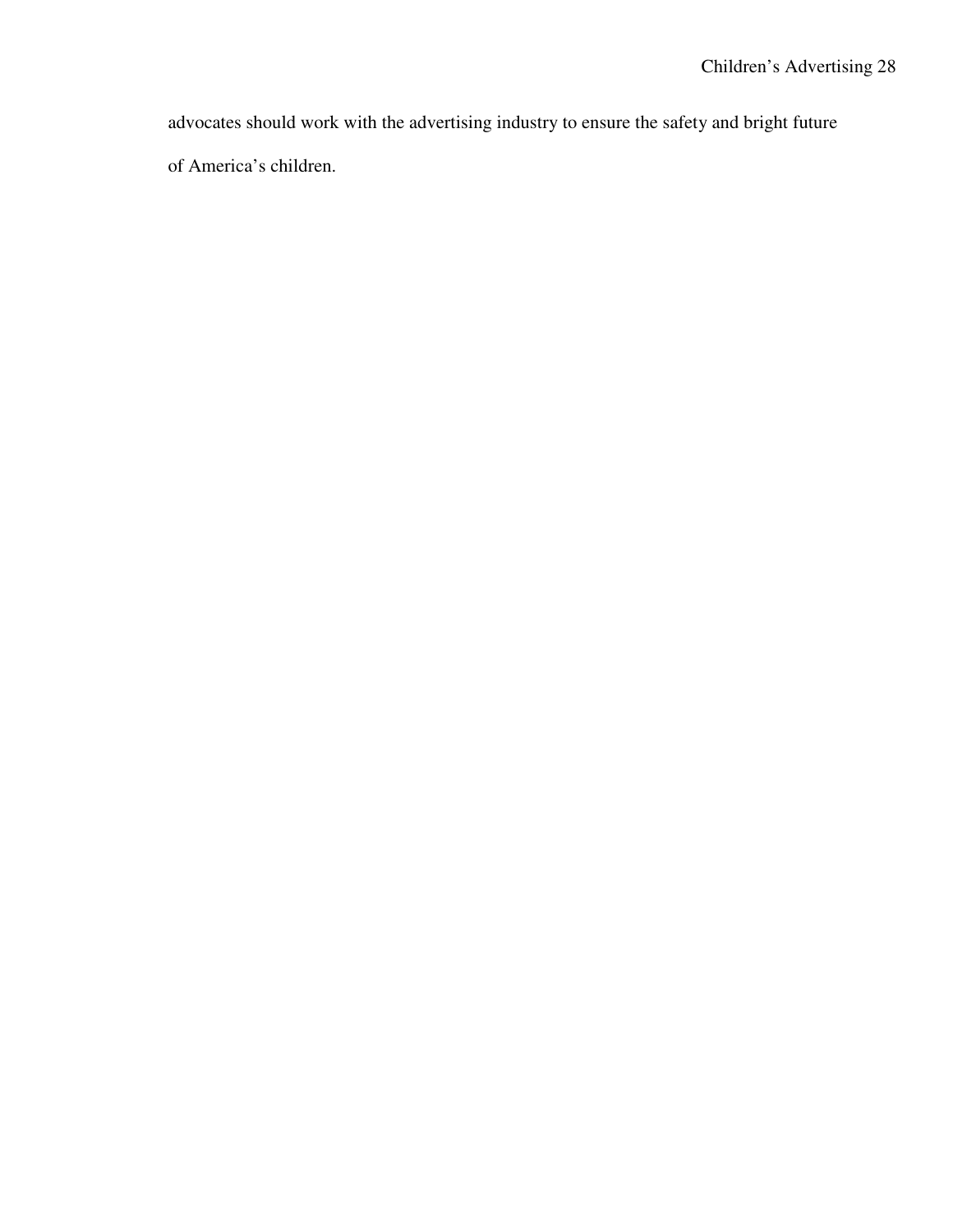advocates should work with the advertising industry to ensure the safety and bright future of America's children.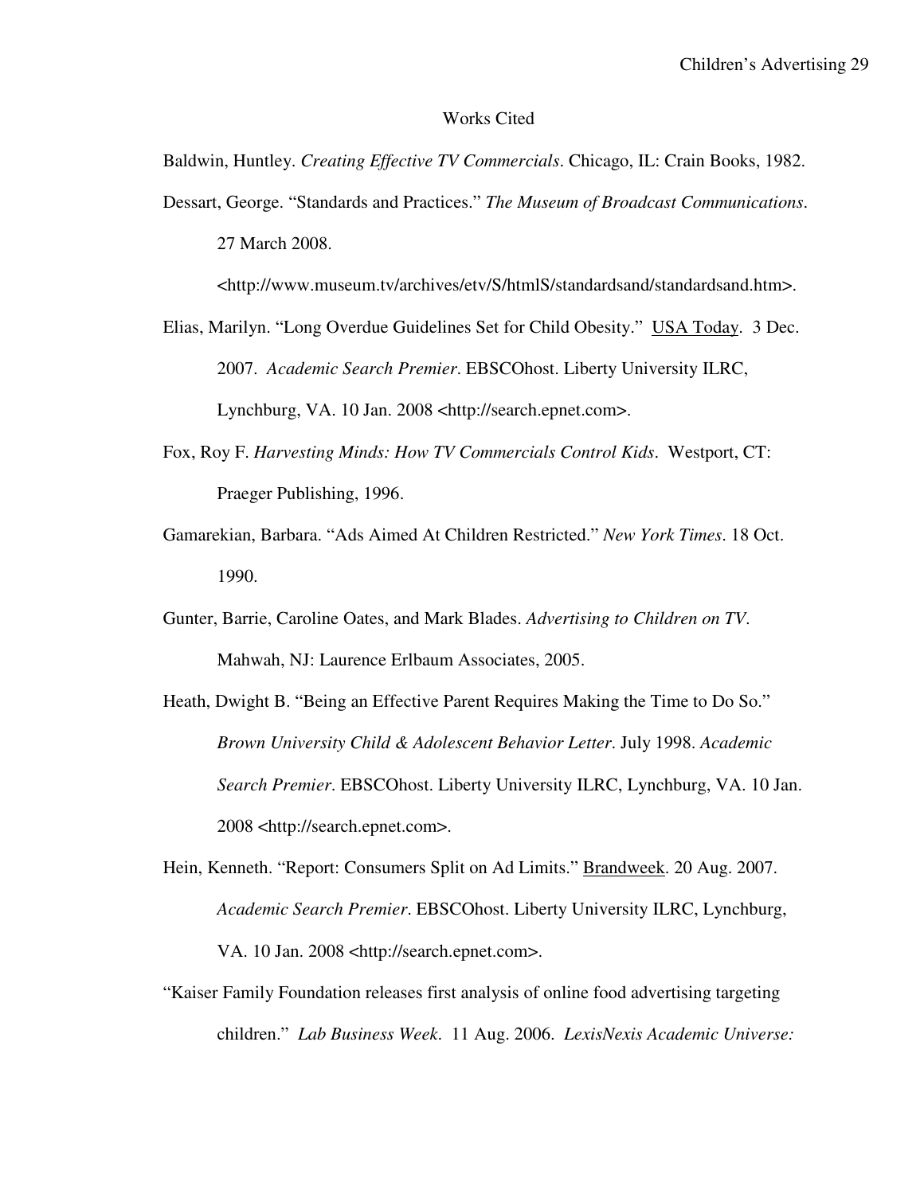# Works Cited

Baldwin, Huntley. *Creating Effective TV Commercials*. Chicago, IL: Crain Books, 1982.

Dessart, George. “Standards and Practices.” *The Museum of Broadcast Communications*. 27 March 2008. <http://www.museum.tv/archives/etv/S/htmlS/standardsand/standardsand.htm>.

Elias, Marilyn. “Long Overdue Guidelines Set for Child Obesity.” USA Today. 3 Dec. 2007. *Academic Search Premier*. EBSCOhost. Liberty University ILRC, Lynchburg, VA. 10 Jan. 2008 <http://search.epnet.com>.

Fox, Roy F. *Harvesting Minds: How TV Commercials Control Kids*. Westport, CT: Praeger Publishing, 1996.

Gamarekian, Barbara. “Ads Aimed At Children Restricted.” *New York Times*. 18 Oct. 1990.

Gunter, Barrie, Caroline Oates, and Mark Blades. *Advertising to Children on TV*. Mahwah, NJ: Laurence Erlbaum Associates, 2005.

Heath, Dwight B. “Being an Effective Parent Requires Making the Time to Do So.” *Brown University Child & Adolescent Behavior Letter*. July 1998. *Academic Search Premier*. EBSCOhost. Liberty University ILRC, Lynchburg, VA. 10 Jan. 2008 <http://search.epnet.com>.

Hein, Kenneth. “Report: Consumers Split on Ad Limits.” Brandweek. 20 Aug. 2007. *Academic Search Premier*. EBSCOhost. Liberty University ILRC, Lynchburg, VA. 10 Jan. 2008 <http://search.epnet.com>.

“Kaiser Family Foundation releases first analysis of online food advertising targeting children.” *Lab Business Week*. 11 Aug. 2006. *LexisNexis Academic Universe:*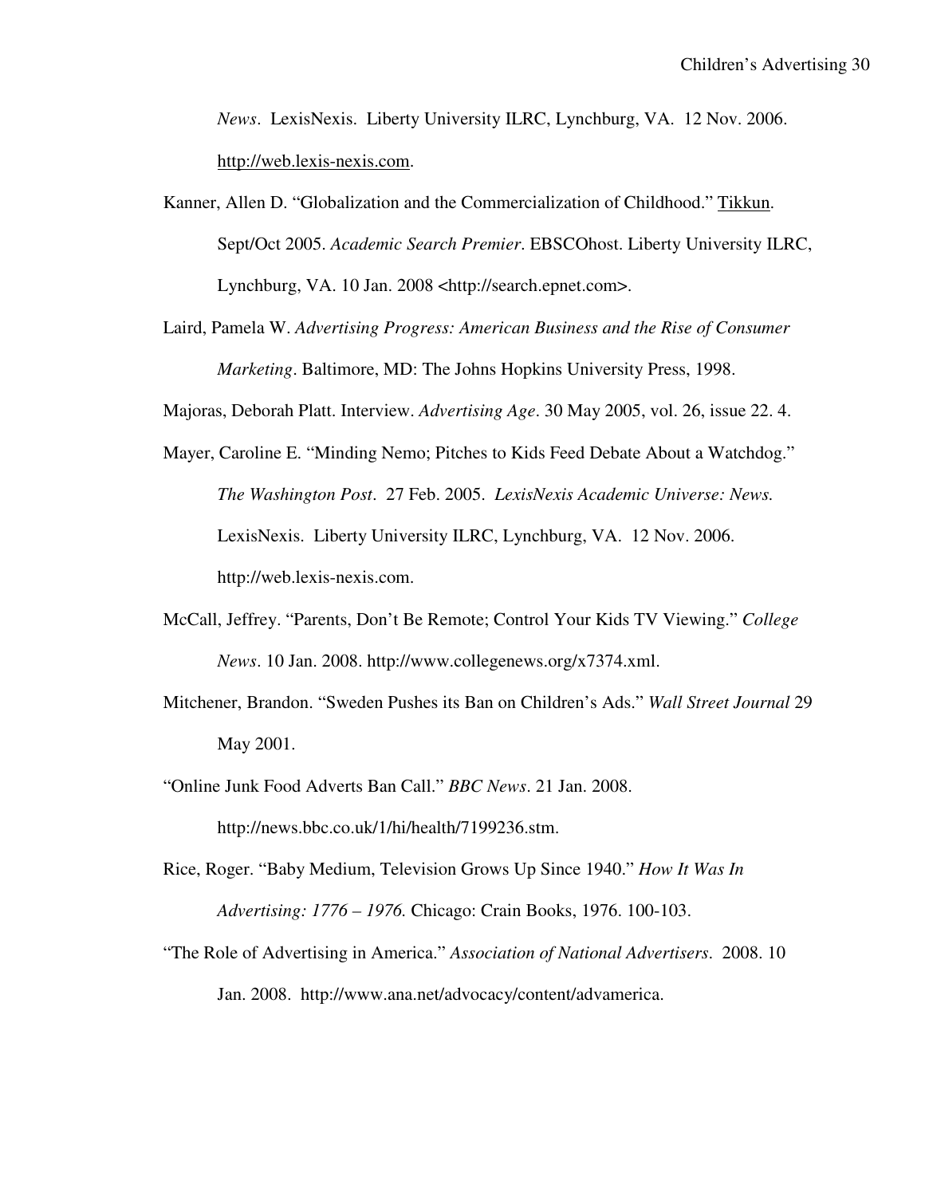*News*. LexisNexis. Liberty University ILRC, Lynchburg, VA. 12 Nov. 2006. http://web.lexis-nexis.com.

Kanner, Allen D. "Globalization and the Commercialization of Childhood." Tikkun. Sept/Oct 2005. *Academic Search Premier*. EBSCOhost. Liberty University ILRC, Lynchburg, VA. 10 Jan. 2008 <http://search.epnet.com>.

Laird, Pamela W. *Advertising Progress: American Business and the Rise of Consumer Marketing*. Baltimore, MD: The Johns Hopkins University Press, 1998.

Majoras, Deborah Platt. Interview. *Advertising Age*. 30 May 2005, vol. 26, issue 22. 4.

Mayer, Caroline E. "Minding Nemo; Pitches to Kids Feed Debate About a Watchdog." *The Washington Post*. 27 Feb. 2005. *LexisNexis Academic Universe: News.* LexisNexis. Liberty University ILRC, Lynchburg, VA. 12 Nov. 2006. http://web.lexis-nexis.com.

McCall, Jeffrey. "Parents, Don't Be Remote; Control Your Kids TV Viewing." *College News*. 10 Jan. 2008. http://www.collegenews.org/x7374.xml.

Mitchener, Brandon. "Sweden Pushes its Ban on Children's Ads." *Wall Street Journal* 29 May 2001.

"Online Junk Food Adverts Ban Call." *BBC News*. 21 Jan. 2008. http://news.bbc.co.uk/1/hi/health/7199236.stm.

Rice, Roger. "Baby Medium, Television Grows Up Since 1940." *How It Was In Advertising: 1776 – 1976.* Chicago: Crain Books, 1976. 100-103.

"The Role of Advertising in America." *Association of National Advertisers*. 2008. 10 Jan. 2008. http://www.ana.net/advocacy/content/advamerica.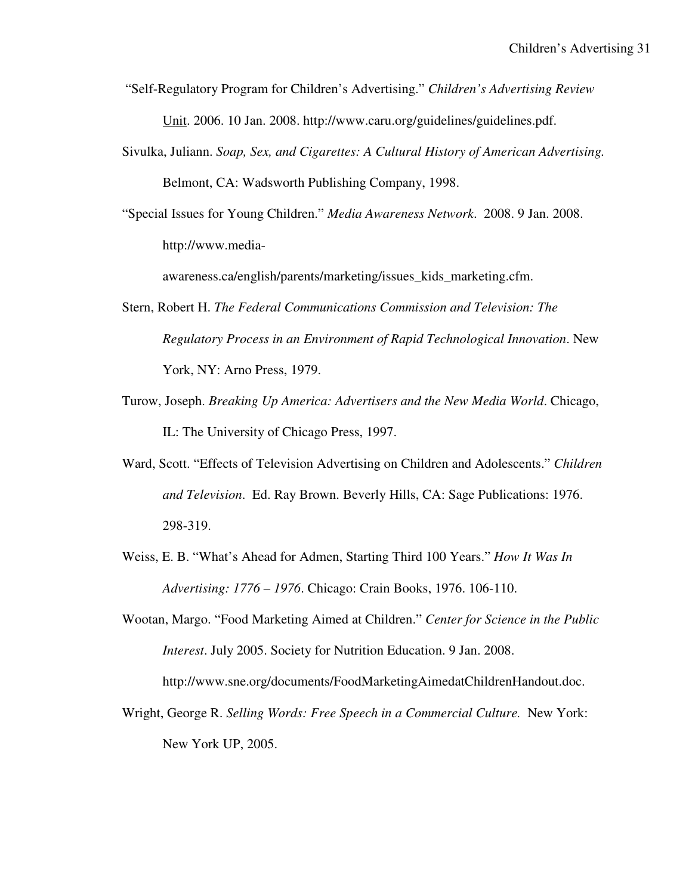"Self-Regulatory Program for Children's Advertising." *Children's Advertising Review* Unit. 2006. 10 Jan. 2008. http://www.caru.org/guidelines/guidelines.pdf.

Sivulka, Juliann. *Soap, Sex, and Cigarettes: A Cultural History of American Advertising.* Belmont, CA: Wadsworth Publishing Company, 1998.

"Special Issues for Young Children." *Media Awareness Network*. 2008. 9 Jan. 2008. http://www.media-awareness.ca/english/parents/marketing/issues_kids_marketing.cfm.

Stern, Robert H. *The Federal Communications Commission and Television: The Regulatory Process in an Environment of Rapid Technological Innovation*. New York, NY: Arno Press, 1979.

Turow, Joseph. *Breaking Up America: Advertisers and the New Media World*. Chicago, IL: The University of Chicago Press, 1997.

Ward, Scott. "Effects of Television Advertising on Children and Adolescents." *Children and Television*. Ed. Ray Brown. Beverly Hills, CA: Sage Publications: 1976. 298-319.

Weiss, E. B. "What's Ahead for Admen, Starting Third 100 Years." *How It Was In Advertising: 1776 – 1976*. Chicago: Crain Books, 1976. 106-110.

Wootan, Margo. "Food Marketing Aimed at Children." *Center for Science in the Public Interest*. July 2005. Society for Nutrition Education. 9 Jan. 2008. http://www.sne.org/documents/FoodMarketingAimedatChildrenHandout.doc.

Wright, George R. *Selling Words: Free Speech in a Commercial Culture.* New York: New York UP, 2005.